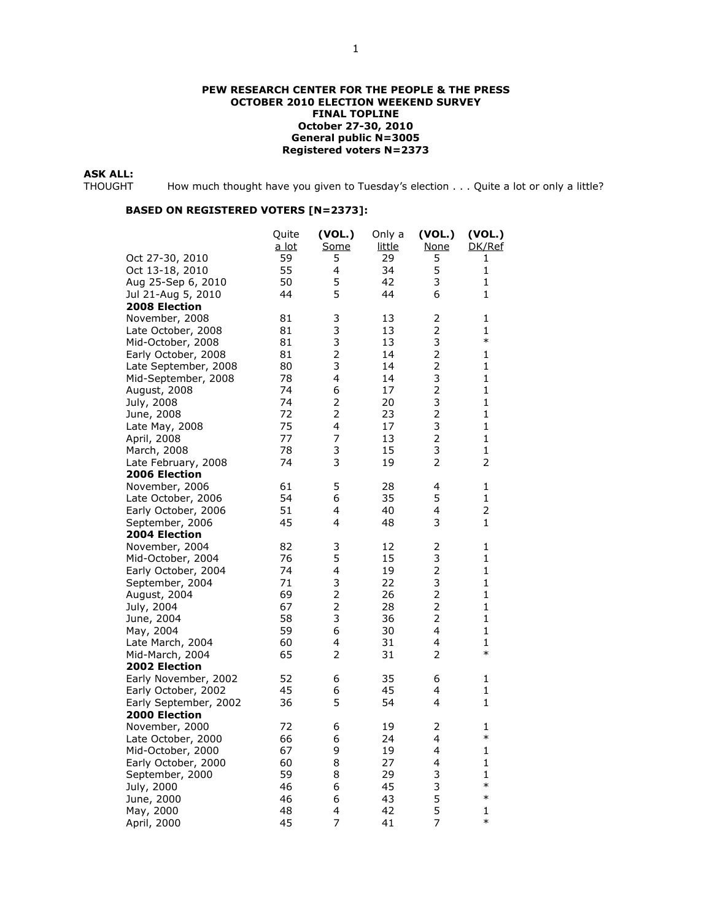**PEW RESEARCH CENTER FOR THE PEOPLE & THE PRESS**
**OCTOBER 2010 ELECTION WEEKEND SURVEY**
**FINAL TOPLINE**
**October 27-30, 2010**
**General public N=3005**
**Registered voters N=2373**

**ASK ALL:**

THOUGHT How much thought have you given to Tuesday's election . . . Quite a lot or only a little?

**BASED ON REGISTERED VOTERS [N=2373]:**

| | Quite a lot | (VOL.) Some | Only a little | (VOL.) None | (VOL.) DK/Ref |
|---|---|---|---|---|---|
| Oct 27-30, 2010 | 59 | 5 | 29 | 5 | 1 |
| Oct 13-18, 2010 | 55 | 4 | 34 | 5 | 1 |
| Aug 25-Sep 6, 2010 | 50 | 5 | 42 | 3 | 1 |
| Jul 21-Aug 5, 2010 | 44 | 5 | 44 | 6 | 1 |
| **2008 Election** | | | | | |
| November, 2008 | 81 | 3 | 13 | 2 | 1 |
| Late October, 2008 | 81 | 3 | 13 | 2 | 1 |
| Mid-October, 2008 | 81 | 3 | 13 | 3 | * |
| Early October, 2008 | 81 | 2 | 14 | 2 | 1 |
| Late September, 2008 | 80 | 3 | 14 | 2 | 1 |
| Mid-September, 2008 | 78 | 4 | 14 | 3 | 1 |
| August, 2008 | 74 | 6 | 17 | 2 | 1 |
| July, 2008 | 74 | 2 | 20 | 3 | 1 |
| June, 2008 | 72 | 2 | 23 | 2 | 1 |
| Late May, 2008 | 75 | 4 | 17 | 3 | 1 |
| April, 2008 | 77 | 7 | 13 | 2 | 1 |
| March, 2008 | 78 | 3 | 15 | 3 | 1 |
| Late February, 2008 | 74 | 3 | 19 | 2 | 2 |
| **2006 Election** | | | | | |
| November, 2006 | 61 | 5 | 28 | 4 | 1 |
| Late October, 2006 | 54 | 6 | 35 | 5 | 1 |
| Early October, 2006 | 51 | 4 | 40 | 4 | 2 |
| September, 2006 | 45 | 4 | 48 | 3 | 1 |
| **2004 Election** | | | | | |
| November, 2004 | 82 | 3 | 12 | 2 | 1 |
| Mid-October, 2004 | 76 | 5 | 15 | 3 | 1 |
| Early October, 2004 | 74 | 4 | 19 | 2 | 1 |
| September, 2004 | 71 | 3 | 22 | 3 | 1 |
| August, 2004 | 69 | 2 | 26 | 2 | 1 |
| July, 2004 | 67 | 2 | 28 | 2 | 1 |
| June, 2004 | 58 | 3 | 36 | 2 | 1 |
| May, 2004 | 59 | 6 | 30 | 4 | 1 |
| Late March, 2004 | 60 | 4 | 31 | 4 | 1 |
| Mid-March, 2004 | 65 | 2 | 31 | 2 | * |
| **2002 Election** | | | | | |
| Early November, 2002 | 52 | 6 | 35 | 6 | 1 |
| Early October, 2002 | 45 | 6 | 45 | 4 | 1 |
| Early September, 2002 | 36 | 5 | 54 | 4 | 1 |
| **2000 Election** | | | | | |
| November, 2000 | 72 | 6 | 19 | 2 | 1 |
| Late October, 2000 | 66 | 6 | 24 | 4 | * |
| Mid-October, 2000 | 67 | 9 | 19 | 4 | 1 |
| Early October, 2000 | 60 | 8 | 27 | 4 | 1 |
| September, 2000 | 59 | 8 | 29 | 3 | 1 |
| July, 2000 | 46 | 6 | 45 | 3 | * |
| June, 2000 | 46 | 6 | 43 | 5 | * |
| May, 2000 | 48 | 4 | 42 | 5 | 1 |
| April, 2000 | 45 | 7 | 41 | 7 | * |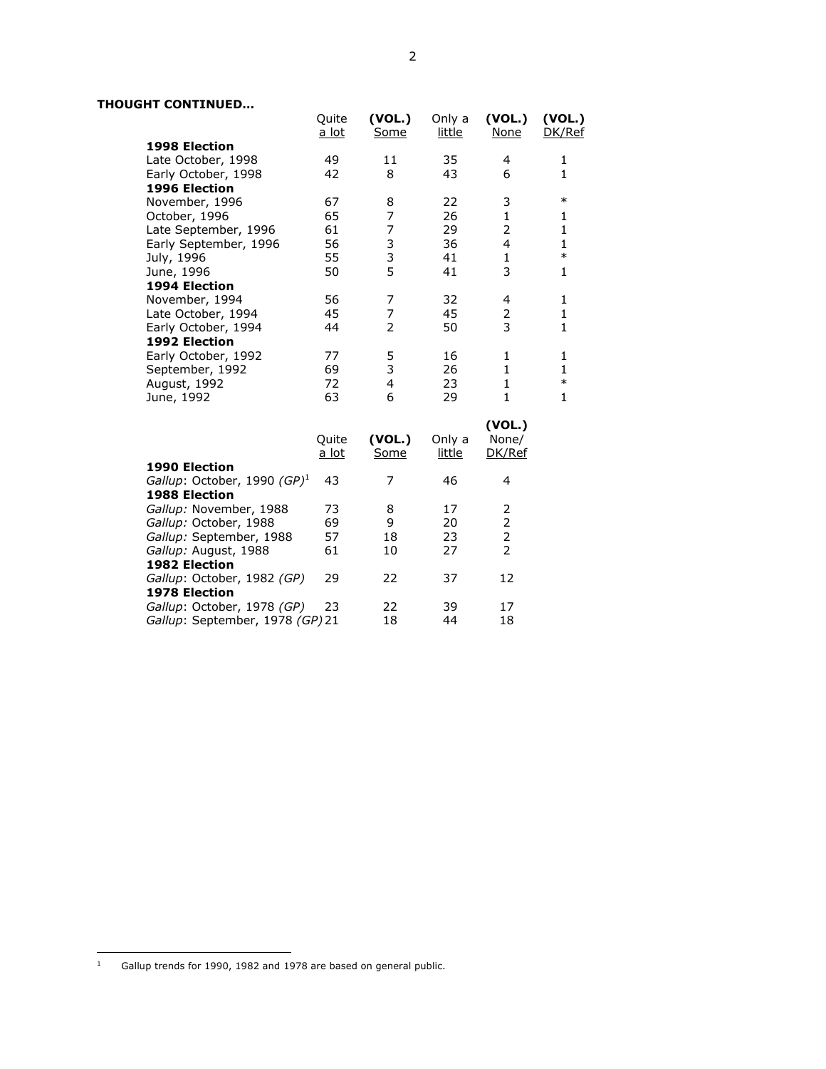**THOUGHT CONTINUED...**

| | Quite a lot | (VOL.) Some | Only a little | (VOL.) None | (VOL.) DK/Ref |
|---|---|---|---|---|---|
| **1998 Election** | | | | | |
| Late October, 1998 | 49 | 11 | 35 | 4 | 1 |
| Early October, 1998 | 42 | 8 | 43 | 6 | 1 |
| **1996 Election** | | | | | |
| November, 1996 | 67 | 8 | 22 | 3 | * |
| October, 1996 | 65 | 7 | 26 | 1 | 1 |
| Late September, 1996 | 61 | 7 | 29 | 2 | 1 |
| Early September, 1996 | 56 | 3 | 36 | 4 | 1 |
| July, 1996 | 55 | 3 | 41 | 1 | * |
| June, 1996 | 50 | 5 | 41 | 3 | 1 |
| **1994 Election** | | | | | |
| November, 1994 | 56 | 7 | 32 | 4 | 1 |
| Late October, 1994 | 45 | 7 | 45 | 2 | 1 |
| Early October, 1994 | 44 | 2 | 50 | 3 | 1 |
| **1992 Election** | | | | | |
| Early October, 1992 | 77 | 5 | 16 | 1 | 1 |
| September, 1992 | 69 | 3 | 26 | 1 | 1 |
| August, 1992 | 72 | 4 | 23 | 1 | * |
| June, 1992 | 63 | 6 | 29 | 1 | 1 |

| | Quite a lot | (VOL.) Some | Only a little | (VOL.) None/ DK/Ref |
|---|---|---|---|---|
| **1990 Election** | | | | |
| *Gallup*: October, 1990 *(GP)*[1] | 43 | 7 | 46 | 4 |
| **1988 Election** | | | | |
| *Gallup:* November, 1988 | 73 | 8 | 17 | 2 |
| *Gallup:* October, 1988 | 69 | 9 | 20 | 2 |
| *Gallup:* September, 1988 | 57 | 18 | 23 | 2 |
| *Gallup:* August, 1988 | 61 | 10 | 27 | 2 |
| **1982 Election** | | | | |
| *Gallup*: October, 1982 *(GP)* | 29 | 22 | 37 | 12 |
| **1978 Election** | | | | |
| *Gallup*: October, 1978 *(GP)* | 23 | 22 | 39 | 17 |
| *Gallup*: September, 1978 *(GP)* | 21 | 18 | 44 | 18 |

[1] Gallup trends for 1990, 1982 and 1978 are based on general public.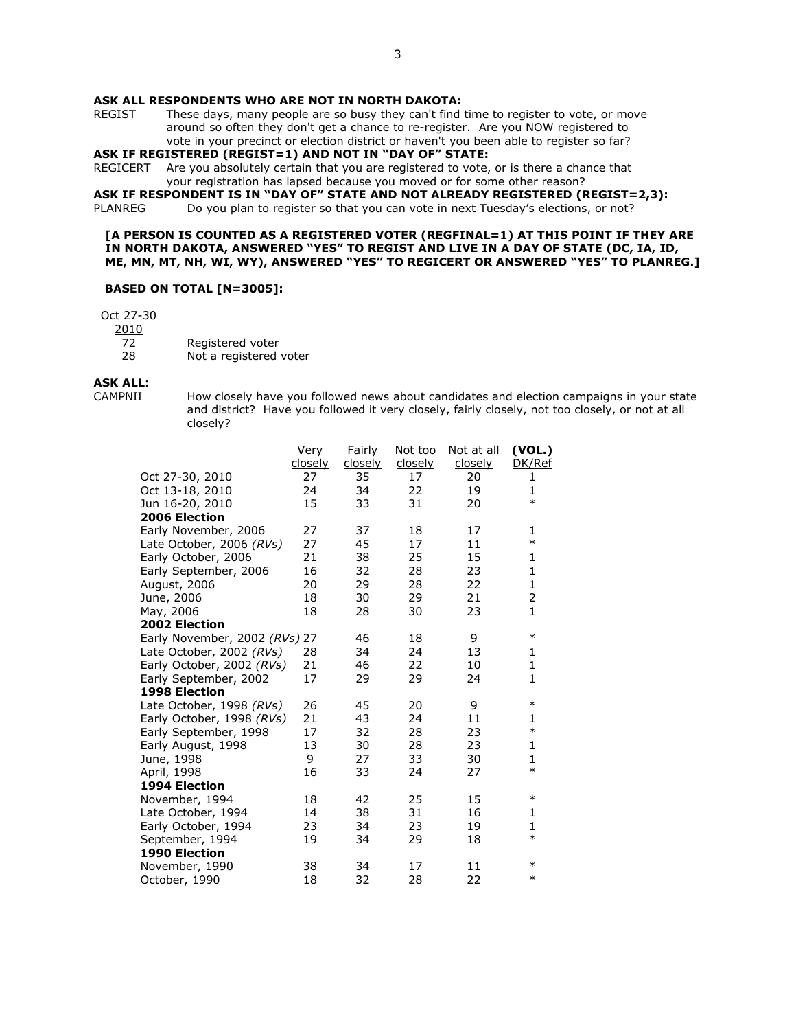**ASK ALL RESPONDENTS WHO ARE NOT IN NORTH DAKOTA:**

REGIST These days, many people are so busy they can't find time to register to vote, or move around so often they don't get a chance to re-register. Are you NOW registered to vote in your precinct or election district or haven't you been able to register so far?

**ASK IF REGISTERED (REGIST=1) AND NOT IN "DAY OF" STATE:**

REGICERT Are you absolutely certain that you are registered to vote, or is there a chance that your registration has lapsed because you moved or for some other reason?

**ASK IF RESPONDENT IS IN "DAY OF" STATE AND NOT ALREADY REGISTERED (REGIST=2,3):**

PLANREG Do you plan to register so that you can vote in next Tuesday's elections, or not?

**[A PERSON IS COUNTED AS A REGISTERED VOTER (REGFINAL=1) AT THIS POINT IF THEY ARE IN NORTH DAKOTA, ANSWERED "YES" TO REGIST AND LIVE IN A DAY OF STATE (DC, IA, ID, ME, MN, MT, NH, WI, WY), ANSWERED "YES" TO REGICERT OR ANSWERED "YES" TO PLANREG.]**

**BASED ON TOTAL [N=3005]:**

| Oct 27-30 2010 | |
|---|---|
| 72 | Registered voter |
| 28 | Not a registered voter |

**ASK ALL:**

CAMPNII How closely have you followed news about candidates and election campaigns in your state and district? Have you followed it very closely, fairly closely, not too closely, or not at all closely?

| | Very closely | Fairly closely | Not too closely | Not at all closely | **(VOL.)** DK/Ref |
|---|---|---|---|---|---|
| Oct 27-30, 2010 | 27 | 35 | 17 | 20 | 1 |
| Oct 13-18, 2010 | 24 | 34 | 22 | 19 | 1 |
| Jun 16-20, 2010 | 15 | 33 | 31 | 20 | * |
| **2006 Election** | | | | | |
| Early November, 2006 | 27 | 37 | 18 | 17 | 1 |
| Late October, 2006 *(RVs)* | 27 | 45 | 17 | 11 | * |
| Early October, 2006 | 21 | 38 | 25 | 15 | 1 |
| Early September, 2006 | 16 | 32 | 28 | 23 | 1 |
| August, 2006 | 20 | 29 | 28 | 22 | 1 |
| June, 2006 | 18 | 30 | 29 | 21 | 2 |
| May, 2006 | 18 | 28 | 30 | 23 | 1 |
| **2002 Election** | | | | | |
| Early November, 2002 *(RVs)* | 27 | 46 | 18 | 9 | * |
| Late October, 2002 *(RVs)* | 28 | 34 | 24 | 13 | 1 |
| Early October, 2002 *(RVs)* | 21 | 46 | 22 | 10 | 1 |
| Early September, 2002 | 17 | 29 | 29 | 24 | 1 |
| **1998 Election** | | | | | |
| Late October, 1998 *(RVs)* | 26 | 45 | 20 | 9 | * |
| Early October, 1998 *(RVs)* | 21 | 43 | 24 | 11 | 1 |
| Early September, 1998 | 17 | 32 | 28 | 23 | * |
| Early August, 1998 | 13 | 30 | 28 | 23 | 1 |
| June, 1998 | 9 | 27 | 33 | 30 | 1 |
| April, 1998 | 16 | 33 | 24 | 27 | * |
| **1994 Election** | | | | | |
| November, 1994 | 18 | 42 | 25 | 15 | * |
| Late October, 1994 | 14 | 38 | 31 | 16 | 1 |
| Early October, 1994 | 23 | 34 | 23 | 19 | 1 |
| September, 1994 | 19 | 34 | 29 | 18 | * |
| **1990 Election** | | | | | |
| November, 1990 | 38 | 34 | 17 | 11 | * |
| October, 1990 | 18 | 32 | 28 | 22 | * |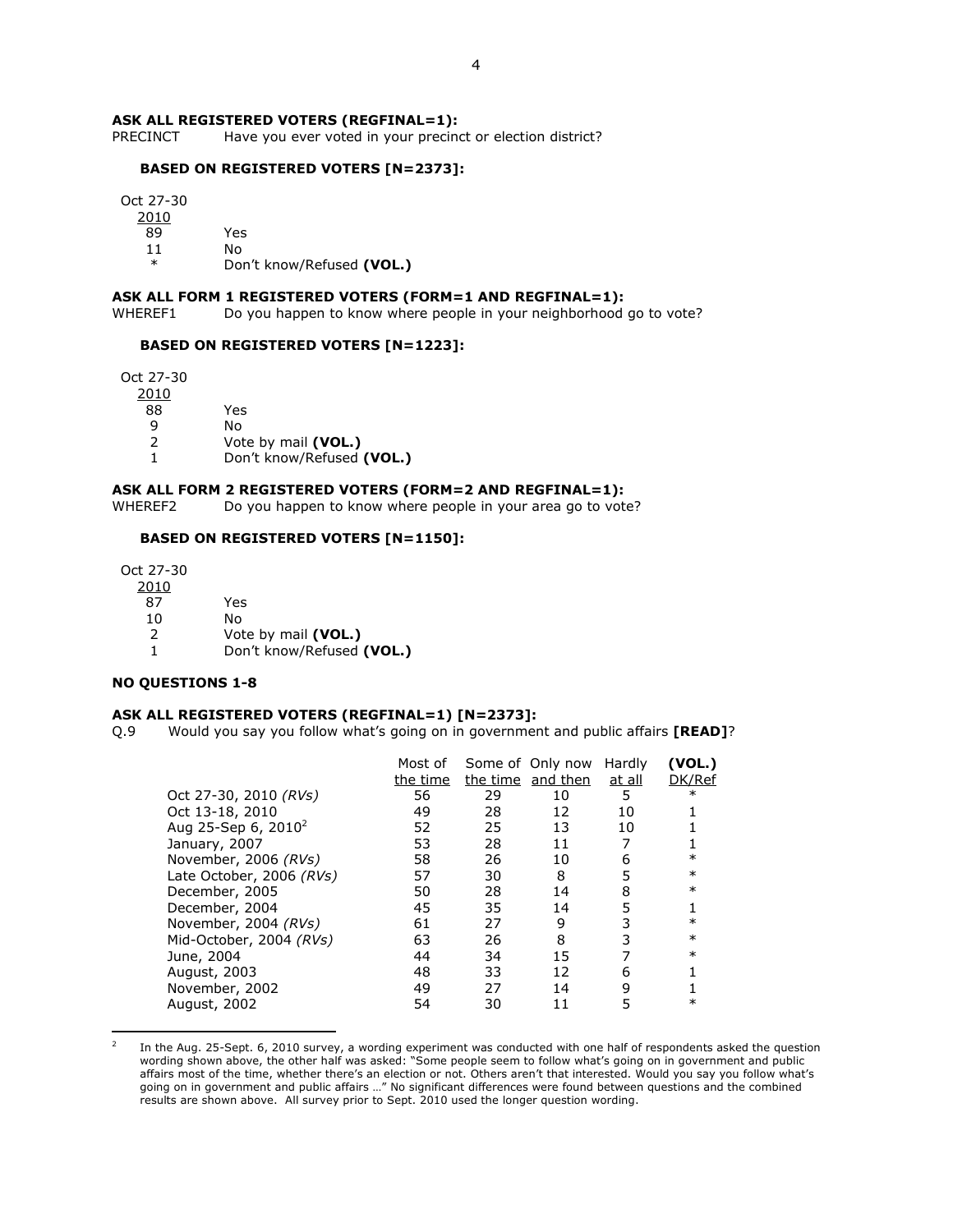**ASK ALL REGISTERED VOTERS (REGFINAL=1):**

PRECINCT Have you ever voted in your precinct or election district?

**BASED ON REGISTERED VOTERS [N=2373]:**

| Oct 27-30 2010 | |
|---|---|
| 89 | Yes |
| 11 | No |
| * | Don't know/Refused **(VOL.)** |

**ASK ALL FORM 1 REGISTERED VOTERS (FORM=1 AND REGFINAL=1):**

WHEREF1 Do you happen to know where people in your neighborhood go to vote?

**BASED ON REGISTERED VOTERS [N=1223]:**

| Oct 27-30 2010 | |
|---|---|
| 88 | Yes |
| 9 | No |
| 2 | Vote by mail **(VOL.)** |
| 1 | Don't know/Refused **(VOL.)** |

**ASK ALL FORM 2 REGISTERED VOTERS (FORM=2 AND REGFINAL=1):**

WHEREF2 Do you happen to know where people in your area go to vote?

**BASED ON REGISTERED VOTERS [N=1150]:**

| Oct 27-30 2010 | |
|---|---|
| 87 | Yes |
| 10 | No |
| 2 | Vote by mail **(VOL.)** |
| 1 | Don't know/Refused **(VOL.)** |

**NO QUESTIONS 1-8**

**ASK ALL REGISTERED VOTERS (REGFINAL=1) [N=2373]:**

Q.9 Would you say you follow what's going on in government and public affairs **[READ]**?

| | Most of the time | Some of the time | Only now and then | Hardly at all | **(VOL.)** DK/Ref |
|---|---|---|---|---|---|
| Oct 27-30, 2010 *(RVs)* | 56 | 29 | 10 | 5 | * |
| Oct 13-18, 2010 | 49 | 28 | 12 | 10 | 1 |
| Aug 25-Sep 6, 2010[2] | 52 | 25 | 13 | 10 | 1 |
| January, 2007 | 53 | 28 | 11 | 7 | 1 |
| November, 2006 *(RVs)* | 58 | 26 | 10 | 6 | * |
| Late October, 2006 *(RVs)* | 57 | 30 | 8 | 5 | * |
| December, 2005 | 50 | 28 | 14 | 8 | * |
| December, 2004 | 45 | 35 | 14 | 5 | 1 |
| November, 2004 *(RVs)* | 61 | 27 | 9 | 3 | * |
| Mid-October, 2004 *(RVs)* | 63 | 26 | 8 | 3 | * |
| June, 2004 | 44 | 34 | 15 | 7 | * |
| August, 2003 | 48 | 33 | 12 | 6 | 1 |
| November, 2002 | 49 | 27 | 14 | 9 | 1 |
| August, 2002 | 54 | 30 | 11 | 5 | * |

[2] In the Aug. 25-Sept. 6, 2010 survey, a wording experiment was conducted with one half of respondents asked the question wording shown above, the other half was asked: "Some people seem to follow what's going on in government and public affairs most of the time, whether there's an election or not. Others aren't that interested. Would you say you follow what's going on in government and public affairs …" No significant differences were found between questions and the combined results are shown above. All survey prior to Sept. 2010 used the longer question wording.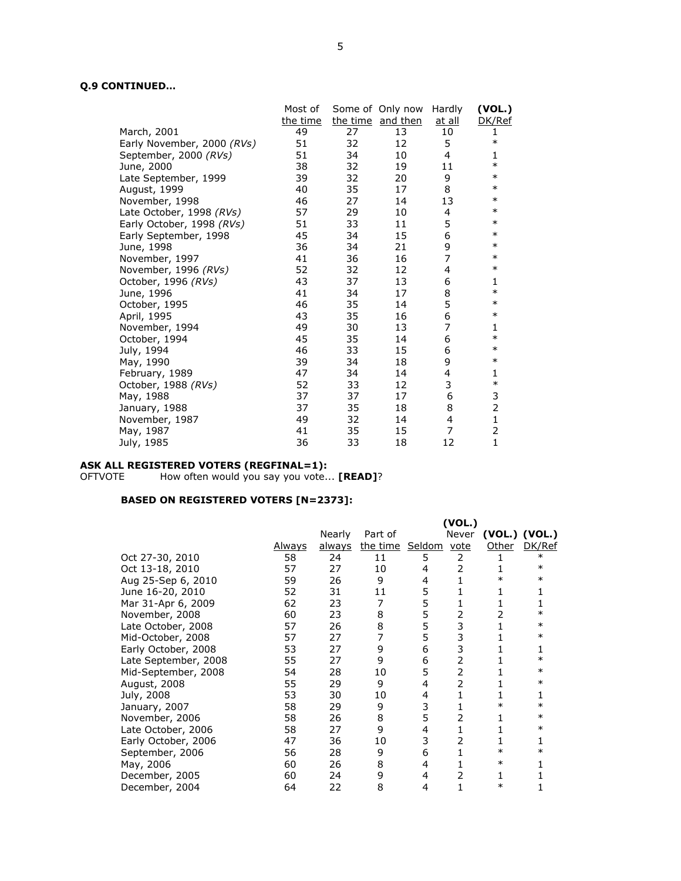**Q.9 CONTINUED…**

| | Most of the time | Some of the time | Only now and then | Hardly at all | (VOL.) DK/Ref |
|---|---|---|---|---|---|
| March, 2001 | 49 | 27 | 13 | 10 | 1 |
| Early November, 2000 *(RVs)* | 51 | 32 | 12 | 5 | * |
| September, 2000 *(RVs)* | 51 | 34 | 10 | 4 | 1 |
| June, 2000 | 38 | 32 | 19 | 11 | * |
| Late September, 1999 | 39 | 32 | 20 | 9 | * |
| August, 1999 | 40 | 35 | 17 | 8 | * |
| November, 1998 | 46 | 27 | 14 | 13 | * |
| Late October, 1998 *(RVs)* | 57 | 29 | 10 | 4 | * |
| Early October, 1998 *(RVs)* | 51 | 33 | 11 | 5 | * |
| Early September, 1998 | 45 | 34 | 15 | 6 | * |
| June, 1998 | 36 | 34 | 21 | 9 | * |
| November, 1997 | 41 | 36 | 16 | 7 | * |
| November, 1996 *(RVs)* | 52 | 32 | 12 | 4 | * |
| October, 1996 *(RVs)* | 43 | 37 | 13 | 6 | 1 |
| June, 1996 | 41 | 34 | 17 | 8 | * |
| October, 1995 | 46 | 35 | 14 | 5 | * |
| April, 1995 | 43 | 35 | 16 | 6 | * |
| November, 1994 | 49 | 30 | 13 | 7 | 1 |
| October, 1994 | 45 | 35 | 14 | 6 | * |
| July, 1994 | 46 | 33 | 15 | 6 | * |
| May, 1990 | 39 | 34 | 18 | 9 | * |
| February, 1989 | 47 | 34 | 14 | 4 | 1 |
| October, 1988 *(RVs)* | 52 | 33 | 12 | 3 | * |
| May, 1988 | 37 | 37 | 17 | 6 | 3 |
| January, 1988 | 37 | 35 | 18 | 8 | 2 |
| November, 1987 | 49 | 32 | 14 | 4 | 1 |
| May, 1987 | 41 | 35 | 15 | 7 | 2 |
| July, 1985 | 36 | 33 | 18 | 12 | 1 |

**ASK ALL REGISTERED VOTERS (REGFINAL=1):**
OFTVOTE How often would you say you vote... **[READ]**?

**BASED ON REGISTERED VOTERS [N=2373]:**

| | Always | Nearly always | Part of the time | Seldom | (VOL.) Never vote | (VOL.) Other | (VOL.) DK/Ref |
|---|---|---|---|---|---|---|---|
| Oct 27-30, 2010 | 58 | 24 | 11 | 5 | 2 | 1 | * |
| Oct 13-18, 2010 | 57 | 27 | 10 | 4 | 2 | 1 | * |
| Aug 25-Sep 6, 2010 | 59 | 26 | 9 | 4 | 1 | * | * |
| June 16-20, 2010 | 52 | 31 | 11 | 5 | 1 | 1 | 1 |
| Mar 31-Apr 6, 2009 | 62 | 23 | 7 | 5 | 1 | 1 | 1 |
| November, 2008 | 60 | 23 | 8 | 5 | 2 | 2 | * |
| Late October, 2008 | 57 | 26 | 8 | 5 | 3 | 1 | * |
| Mid-October, 2008 | 57 | 27 | 7 | 5 | 3 | 1 | * |
| Early October, 2008 | 53 | 27 | 9 | 6 | 3 | 1 | 1 |
| Late September, 2008 | 55 | 27 | 9 | 6 | 2 | 1 | * |
| Mid-September, 2008 | 54 | 28 | 10 | 5 | 2 | 1 | * |
| August, 2008 | 55 | 29 | 9 | 4 | 2 | 1 | * |
| July, 2008 | 53 | 30 | 10 | 4 | 1 | 1 | 1 |
| January, 2007 | 58 | 29 | 9 | 3 | 1 | * | * |
| November, 2006 | 58 | 26 | 8 | 5 | 2 | 1 | * |
| Late October, 2006 | 58 | 27 | 9 | 4 | 1 | 1 | * |
| Early October, 2006 | 47 | 36 | 10 | 3 | 2 | 1 | 1 |
| September, 2006 | 56 | 28 | 9 | 6 | 1 | * | * |
| May, 2006 | 60 | 26 | 8 | 4 | 1 | * | 1 |
| December, 2005 | 60 | 24 | 9 | 4 | 2 | 1 | 1 |
| December, 2004 | 64 | 22 | 8 | 4 | 1 | * | 1 |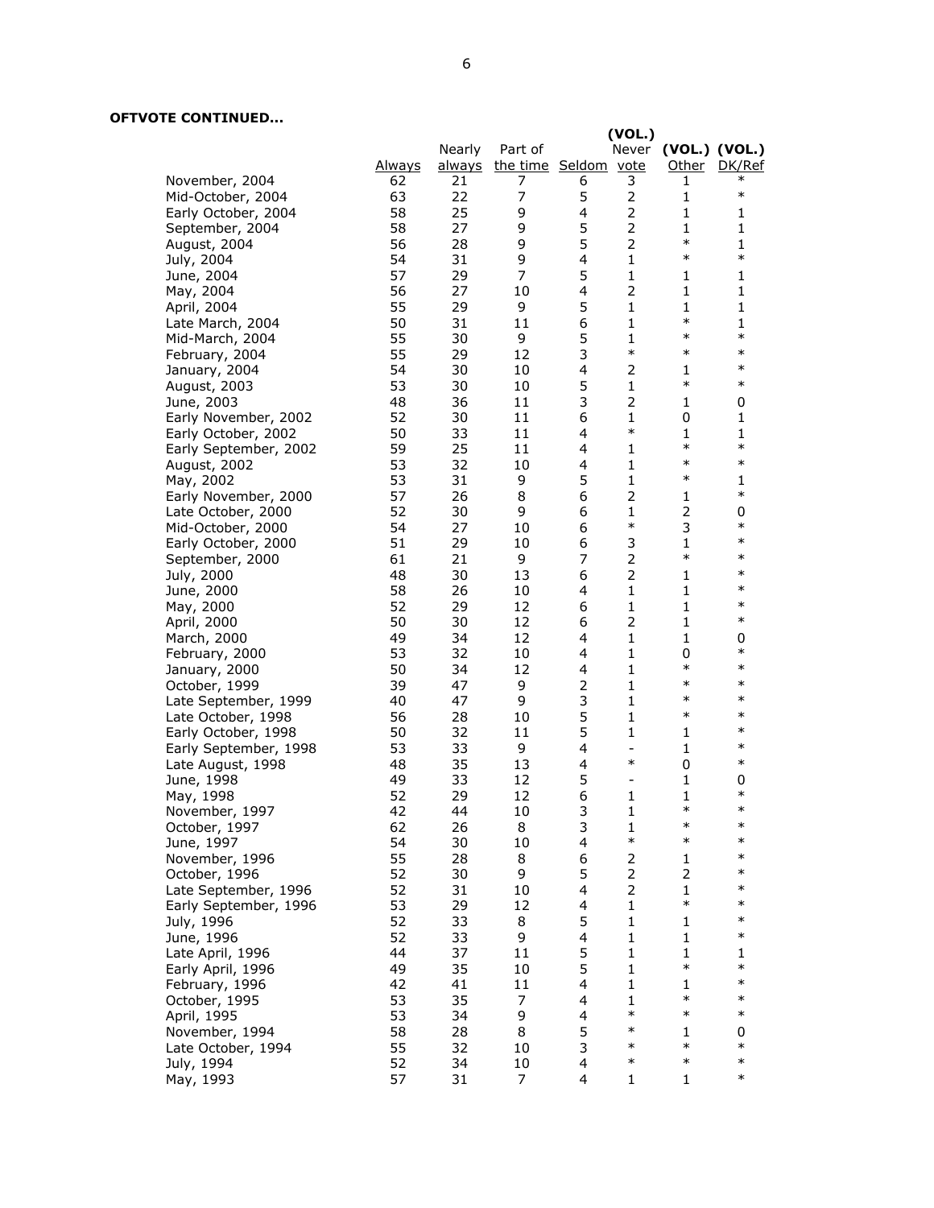**OFTVOTE CONTINUED...**

| | Always | Nearly always | Part of the time | Seldom | (VOL.) Never vote | (VOL.) Other | (VOL.) DK/Ref |
|---|---|---|---|---|---|---|---|
| November, 2004 | 62 | 21 | 7 | 6 | 3 | 1 | * |
| Mid-October, 2004 | 63 | 22 | 7 | 5 | 2 | 1 | * |
| Early October, 2004 | 58 | 25 | 9 | 4 | 2 | 1 | 1 |
| September, 2004 | 58 | 27 | 9 | 5 | 2 | 1 | 1 |
| August, 2004 | 56 | 28 | 9 | 5 | 2 | * | 1 |
| July, 2004 | 54 | 31 | 9 | 4 | 1 | * | * |
| June, 2004 | 57 | 29 | 7 | 5 | 1 | 1 | 1 |
| May, 2004 | 56 | 27 | 10 | 4 | 2 | 1 | 1 |
| April, 2004 | 55 | 29 | 9 | 5 | 1 | 1 | 1 |
| Late March, 2004 | 50 | 31 | 11 | 6 | 1 | * | 1 |
| Mid-March, 2004 | 55 | 30 | 9 | 5 | 1 | * | * |
| February, 2004 | 55 | 29 | 12 | 3 | * | * | * |
| January, 2004 | 54 | 30 | 10 | 4 | 2 | 1 | * |
| August, 2003 | 53 | 30 | 10 | 5 | 1 | * | * |
| June, 2003 | 48 | 36 | 11 | 3 | 2 | 1 | 0 |
| Early November, 2002 | 52 | 30 | 11 | 6 | 1 | 0 | 1 |
| Early October, 2002 | 50 | 33 | 11 | 4 | * | 1 | 1 |
| Early September, 2002 | 59 | 25 | 11 | 4 | 1 | * | * |
| August, 2002 | 53 | 32 | 10 | 4 | 1 | * | * |
| May, 2002 | 53 | 31 | 9 | 5 | 1 | * | 1 |
| Early November, 2000 | 57 | 26 | 8 | 6 | 2 | 1 | * |
| Late October, 2000 | 52 | 30 | 9 | 6 | 1 | 2 | 0 |
| Mid-October, 2000 | 54 | 27 | 10 | 6 | * | 3 | * |
| Early October, 2000 | 51 | 29 | 10 | 6 | 3 | 1 | * |
| September, 2000 | 61 | 21 | 9 | 7 | 2 | * | * |
| July, 2000 | 48 | 30 | 13 | 6 | 2 | 1 | * |
| June, 2000 | 58 | 26 | 10 | 4 | 1 | 1 | * |
| May, 2000 | 52 | 29 | 12 | 6 | 1 | 1 | * |
| April, 2000 | 50 | 30 | 12 | 6 | 2 | 1 | * |
| March, 2000 | 49 | 34 | 12 | 4 | 1 | 1 | 0 |
| February, 2000 | 53 | 32 | 10 | 4 | 1 | 0 | * |
| January, 2000 | 50 | 34 | 12 | 4 | 1 | * | * |
| October, 1999 | 39 | 47 | 9 | 2 | 1 | * | * |
| Late September, 1999 | 40 | 47 | 9 | 3 | 1 | * | * |
| Late October, 1998 | 56 | 28 | 10 | 5 | 1 | * | * |
| Early October, 1998 | 50 | 32 | 11 | 5 | 1 | 1 | * |
| Early September, 1998 | 53 | 33 | 9 | 4 | - | 1 | * |
| Late August, 1998 | 48 | 35 | 13 | 4 | * | 0 | * |
| June, 1998 | 49 | 33 | 12 | 5 | - | 1 | 0 |
| May, 1998 | 52 | 29 | 12 | 6 | 1 | 1 | * |
| November, 1997 | 42 | 44 | 10 | 3 | 1 | * | * |
| October, 1997 | 62 | 26 | 8 | 3 | 1 | * | * |
| June, 1997 | 54 | 30 | 10 | 4 | * | * | * |
| November, 1996 | 55 | 28 | 8 | 6 | 2 | 1 | * |
| October, 1996 | 52 | 30 | 9 | 5 | 2 | 2 | * |
| Late September, 1996 | 52 | 31 | 10 | 4 | 2 | 1 | * |
| Early September, 1996 | 53 | 29 | 12 | 4 | 1 | * | * |
| July, 1996 | 52 | 33 | 8 | 5 | 1 | 1 | * |
| June, 1996 | 52 | 33 | 9 | 4 | 1 | 1 | * |
| Late April, 1996 | 44 | 37 | 11 | 5 | 1 | 1 | 1 |
| Early April, 1996 | 49 | 35 | 10 | 5 | 1 | * | * |
| February, 1996 | 42 | 41 | 11 | 4 | 1 | 1 | * |
| October, 1995 | 53 | 35 | 7 | 4 | 1 | * | * |
| April, 1995 | 53 | 34 | 9 | 4 | * | * | * |
| November, 1994 | 58 | 28 | 8 | 5 | * | 1 | 0 |
| Late October, 1994 | 55 | 32 | 10 | 3 | * | * | * |
| July, 1994 | 52 | 34 | 10 | 4 | * | * | * |
| May, 1993 | 57 | 31 | 7 | 4 | 1 | 1 | * |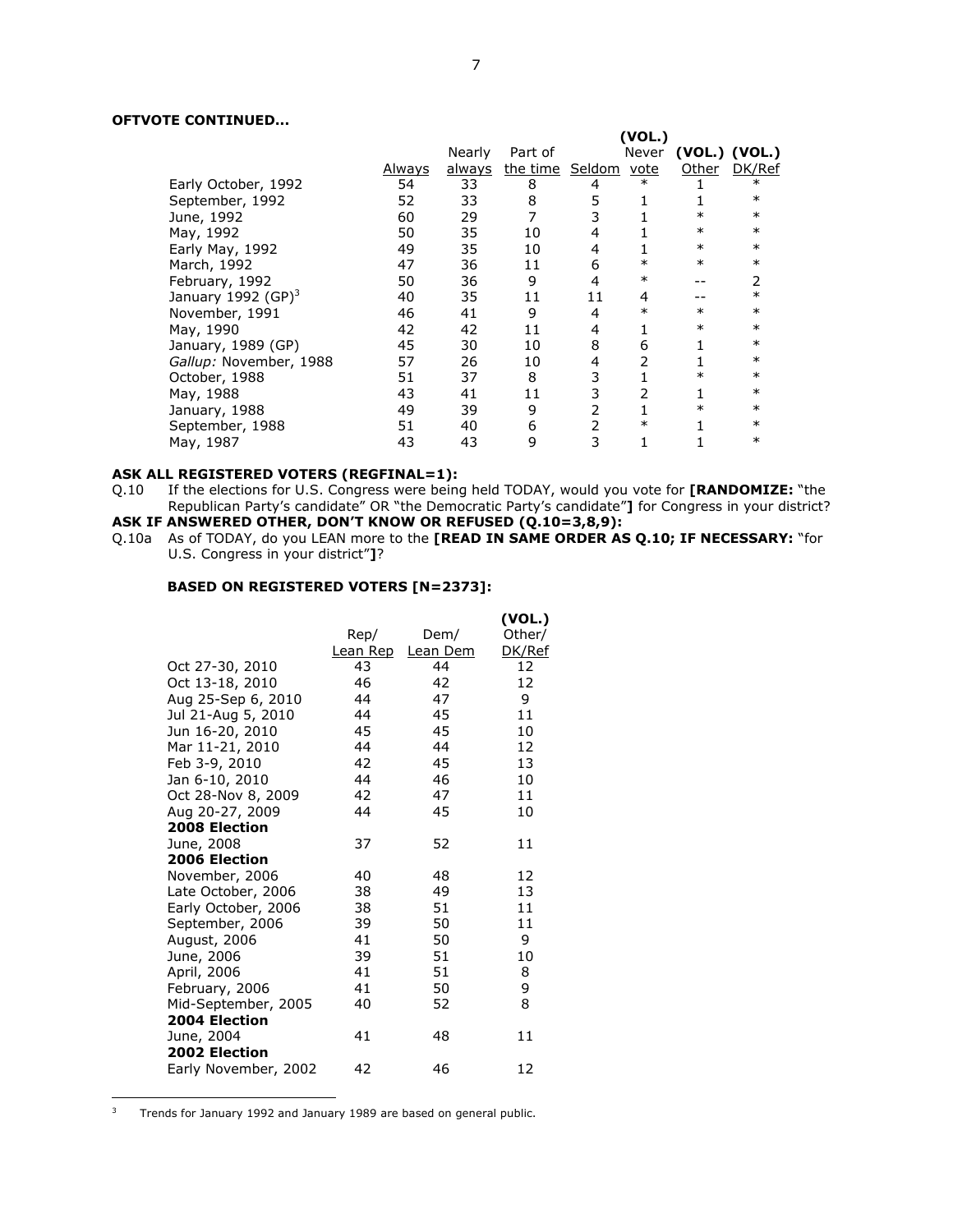**OFTVOTE CONTINUED...**

| | Always | Nearly always | Part of the time | Seldom | (VOL.) Never vote | (VOL.) Other | (VOL.) DK/Ref |
|---|---|---|---|---|---|---|---|
| Early October, 1992 | 54 | 33 | 8 | 4 | * | 1 | * |
| September, 1992 | 52 | 33 | 8 | 5 | 1 | 1 | * |
| June, 1992 | 60 | 29 | 7 | 3 | 1 | * | * |
| May, 1992 | 50 | 35 | 10 | 4 | 1 | * | * |
| Early May, 1992 | 49 | 35 | 10 | 4 | 1 | * | * |
| March, 1992 | 47 | 36 | 11 | 6 | * | * | * |
| February, 1992 | 50 | 36 | 9 | 4 | * | -- | 2 |
| January 1992 (GP)[3] | 40 | 35 | 11 | 11 | 4 | -- | * |
| November, 1991 | 46 | 41 | 9 | 4 | * | * | * |
| May, 1990 | 42 | 42 | 11 | 4 | 1 | * | * |
| January, 1989 (GP) | 45 | 30 | 10 | 8 | 6 | 1 | * |
| *Gallup:* November, 1988 | 57 | 26 | 10 | 4 | 2 | 1 | * |
| October, 1988 | 51 | 37 | 8 | 3 | 1 | * | * |
| May, 1988 | 43 | 41 | 11 | 3 | 2 | 1 | * |
| January, 1988 | 49 | 39 | 9 | 2 | 1 | * | * |
| September, 1988 | 51 | 40 | 6 | 2 | * | 1 | * |
| May, 1987 | 43 | 43 | 9 | 3 | 1 | 1 | * |

**ASK ALL REGISTERED VOTERS (REGFINAL=1):**

Q.10 If the elections for U.S. Congress were being held TODAY, would you vote for **[RANDOMIZE:** "the Republican Party's candidate" OR "the Democratic Party's candidate"**]** for Congress in your district?

**ASK IF ANSWERED OTHER, DON'T KNOW OR REFUSED (Q.10=3,8,9):**

Q.10a As of TODAY, do you LEAN more to the **[READ IN SAME ORDER AS Q.10; IF NECESSARY:** "for U.S. Congress in your district"**]**?

**BASED ON REGISTERED VOTERS [N=2373]:**

| | Rep/ Lean Rep | Dem/ Lean Dem | (VOL.) Other/ DK/Ref |
|---|---|---|---|
| Oct 27-30, 2010 | 43 | 44 | 12 |
| Oct 13-18, 2010 | 46 | 42 | 12 |
| Aug 25-Sep 6, 2010 | 44 | 47 | 9 |
| Jul 21-Aug 5, 2010 | 44 | 45 | 11 |
| Jun 16-20, 2010 | 45 | 45 | 10 |
| Mar 11-21, 2010 | 44 | 44 | 12 |
| Feb 3-9, 2010 | 42 | 45 | 13 |
| Jan 6-10, 2010 | 44 | 46 | 10 |
| Oct 28-Nov 8, 2009 | 42 | 47 | 11 |
| Aug 20-27, 2009 | 44 | 45 | 10 |
| **2008 Election** | | | |
| June, 2008 | 37 | 52 | 11 |
| **2006 Election** | | | |
| November, 2006 | 40 | 48 | 12 |
| Late October, 2006 | 38 | 49 | 13 |
| Early October, 2006 | 38 | 51 | 11 |
| September, 2006 | 39 | 50 | 11 |
| August, 2006 | 41 | 50 | 9 |
| June, 2006 | 39 | 51 | 10 |
| April, 2006 | 41 | 51 | 8 |
| February, 2006 | 41 | 50 | 9 |
| Mid-September, 2005 | 40 | 52 | 8 |
| **2004 Election** | | | |
| June, 2004 | 41 | 48 | 11 |
| **2002 Election** | | | |
| Early November, 2002 | 42 | 46 | 12 |

[3] Trends for January 1992 and January 1989 are based on general public.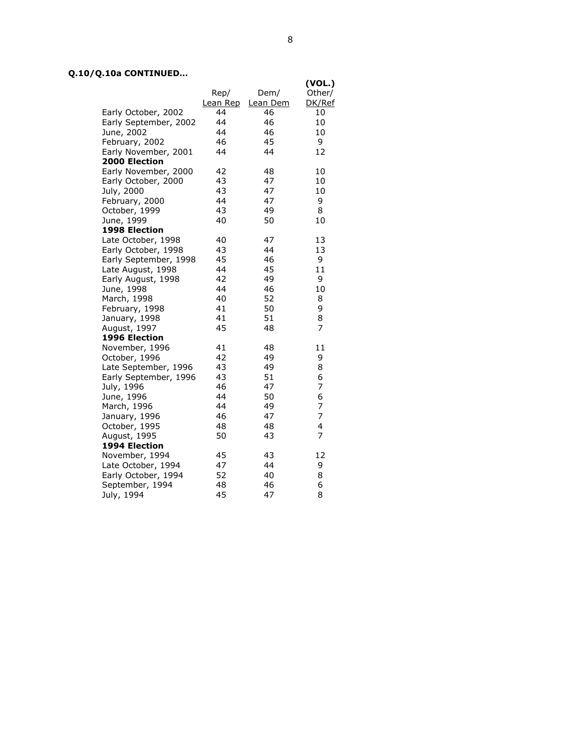**Q.10/Q.10a CONTINUED...**

| | Rep/ Lean Rep | Dem/ Lean Dem | (VOL.) Other/ DK/Ref |
|---|---|---|---|
| Early October, 2002 | 44 | 46 | 10 |
| Early September, 2002 | 44 | 46 | 10 |
| June, 2002 | 44 | 46 | 10 |
| February, 2002 | 46 | 45 | 9 |
| Early November, 2001 | 44 | 44 | 12 |
| **2000 Election** | | | |
| Early November, 2000 | 42 | 48 | 10 |
| Early October, 2000 | 43 | 47 | 10 |
| July, 2000 | 43 | 47 | 10 |
| February, 2000 | 44 | 47 | 9 |
| October, 1999 | 43 | 49 | 8 |
| June, 1999 | 40 | 50 | 10 |
| **1998 Election** | | | |
| Late October, 1998 | 40 | 47 | 13 |
| Early October, 1998 | 43 | 44 | 13 |
| Early September, 1998 | 45 | 46 | 9 |
| Late August, 1998 | 44 | 45 | 11 |
| Early August, 1998 | 42 | 49 | 9 |
| June, 1998 | 44 | 46 | 10 |
| March, 1998 | 40 | 52 | 8 |
| February, 1998 | 41 | 50 | 9 |
| January, 1998 | 41 | 51 | 8 |
| August, 1997 | 45 | 48 | 7 |
| **1996 Election** | | | |
| November, 1996 | 41 | 48 | 11 |
| October, 1996 | 42 | 49 | 9 |
| Late September, 1996 | 43 | 49 | 8 |
| Early September, 1996 | 43 | 51 | 6 |
| July, 1996 | 46 | 47 | 7 |
| June, 1996 | 44 | 50 | 6 |
| March, 1996 | 44 | 49 | 7 |
| January, 1996 | 46 | 47 | 7 |
| October, 1995 | 48 | 48 | 4 |
| August, 1995 | 50 | 43 | 7 |
| **1994 Election** | | | |
| November, 1994 | 45 | 43 | 12 |
| Late October, 1994 | 47 | 44 | 9 |
| Early October, 1994 | 52 | 40 | 8 |
| September, 1994 | 48 | 46 | 6 |
| July, 1994 | 45 | 47 | 8 |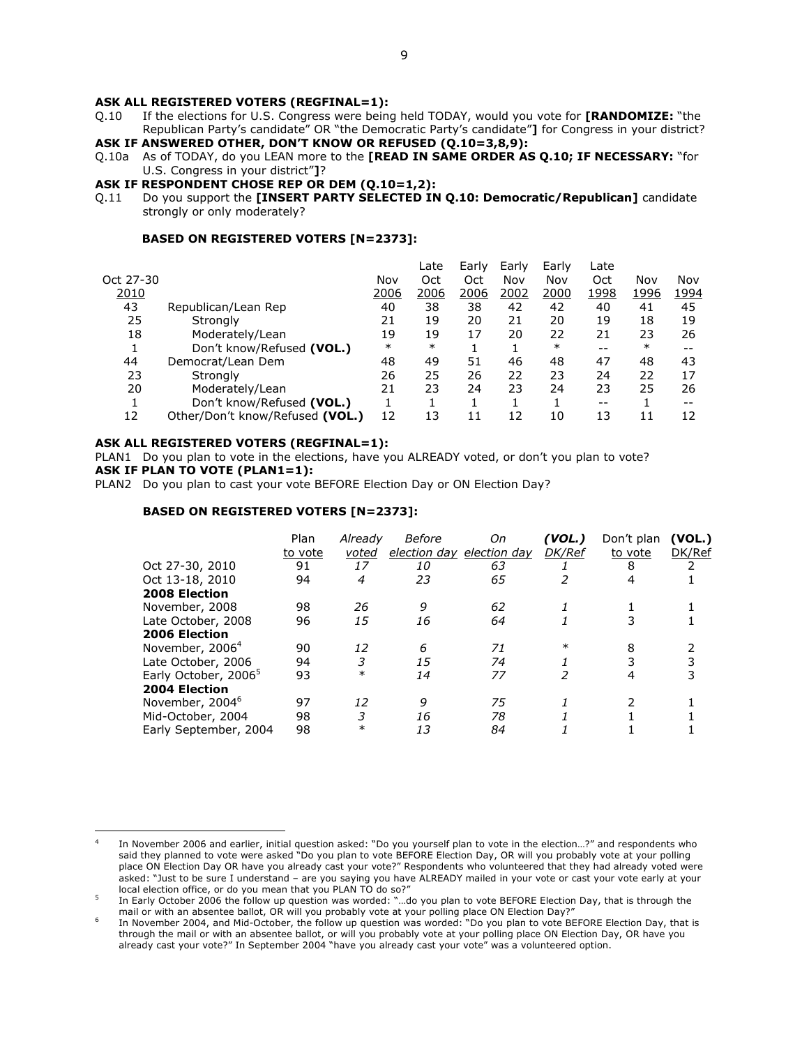**ASK ALL REGISTERED VOTERS (REGFINAL=1):**

Q.10 If the elections for U.S. Congress were being held TODAY, would you vote for **[RANDOMIZE:** "the Republican Party's candidate" OR "the Democratic Party's candidate"**]** for Congress in your district?

**ASK IF ANSWERED OTHER, DON'T KNOW OR REFUSED (Q.10=3,8,9):**

Q.10a As of TODAY, do you LEAN more to the **[READ IN SAME ORDER AS Q.10; IF NECESSARY:** "for U.S. Congress in your district"**]**?

**ASK IF RESPONDENT CHOSE REP OR DEM (Q.10=1,2):**

Q.11 Do you support the **[INSERT PARTY SELECTED IN Q.10: Democratic/Republican]** candidate strongly or only moderately?

**BASED ON REGISTERED VOTERS [N=2373]:**

| Oct 27-30 2010 | | Nov 2006 | Late Oct 2006 | Early Oct 2006 | Early Nov 2002 | Early Nov 2000 | Late Oct 1998 | Nov 1996 | Nov 1994 |
|---|---|---|---|---|---|---|---|---|---|
| 43 | Republican/Lean Rep | 40 | 38 | 38 | 42 | 42 | 40 | 41 | 45 |
| 25 | Strongly | 21 | 19 | 20 | 21 | 20 | 19 | 18 | 19 |
| 18 | Moderately/Lean | 19 | 19 | 17 | 20 | 22 | 21 | 23 | 26 |
| 1 | Don't know/Refused **(VOL.)** | * | * | 1 | 1 | * | -- | * | -- |
| 44 | Democrat/Lean Dem | 48 | 49 | 51 | 46 | 48 | 47 | 48 | 43 |
| 23 | Strongly | 26 | 25 | 26 | 22 | 23 | 24 | 22 | 17 |
| 20 | Moderately/Lean | 21 | 23 | 24 | 23 | 24 | 23 | 25 | 26 |
| 1 | Don't know/Refused **(VOL.)** | 1 | 1 | 1 | 1 | 1 | -- | 1 | -- |
| 12 | Other/Don't know/Refused **(VOL.)** | 12 | 13 | 11 | 12 | 10 | 13 | 11 | 12 |

**ASK ALL REGISTERED VOTERS (REGFINAL=1):**

PLAN1 Do you plan to vote in the elections, have you ALREADY voted, or don't you plan to vote?

**ASK IF PLAN TO VOTE (PLAN1=1):**

PLAN2 Do you plan to cast your vote BEFORE Election Day or ON Election Day?

**BASED ON REGISTERED VOTERS [N=2373]:**

| | Plan to vote | *Already voted* | *Before election day* | *On election day* | ***(VOL.) DK/Ref*** | Don't plan to vote | **(VOL.)** DK/Ref |
|---|---|---|---|---|---|---|---|
| Oct 27-30, 2010 | 91 | *17* | *10* | *63* | *1* | 8 | 2 |
| Oct 13-18, 2010 | 94 | *4* | *23* | *65* | *2* | 4 | 1 |
| **2008 Election** | | | | | | | |
| November, 2008 | 98 | *26* | *9* | *62* | *1* | 1 | 1 |
| Late October, 2008 | 96 | *15* | *16* | *64* | *1* | 3 | 1 |
| **2006 Election** | | | | | | | |
| November, 2006[4] | 90 | *12* | *6* | *71* | * | 8 | 2 |
| Late October, 2006 | 94 | *3* | *15* | *74* | *1* | 3 | 3 |
| Early October, 2006[5] | 93 | * | *14* | *77* | *2* | 4 | 3 |
| **2004 Election** | | | | | | | |
| November, 2004[6] | 97 | *12* | *9* | *75* | *1* | 2 | 1 |
| Mid-October, 2004 | 98 | *3* | *16* | *78* | *1* | 1 | 1 |
| Early September, 2004 | 98 | * | *13* | *84* | *1* | 1 | 1 |

---

[4] In November 2006 and earlier, initial question asked: "Do you yourself plan to vote in the election…?" and respondents who said they planned to vote were asked "Do you plan to vote BEFORE Election Day, OR will you probably vote at your polling place ON Election Day OR have you already cast your vote?" Respondents who volunteered that they had already voted were asked: "Just to be sure I understand – are you saying you have ALREADY mailed in your vote or cast your vote early at your local election office, or do you mean that you PLAN TO do so?"

[5] In Early October 2006 the follow up question was worded: "…do you plan to vote BEFORE Election Day, that is through the mail or with an absentee ballot, OR will you probably vote at your polling place ON Election Day?"

[6] In November 2004, and Mid-October, the follow up question was worded: "Do you plan to vote BEFORE Election Day, that is through the mail or with an absentee ballot, or will you probably vote at your polling place ON Election Day, OR have you already cast your vote?" In September 2004 "have you already cast your vote" was a volunteered option.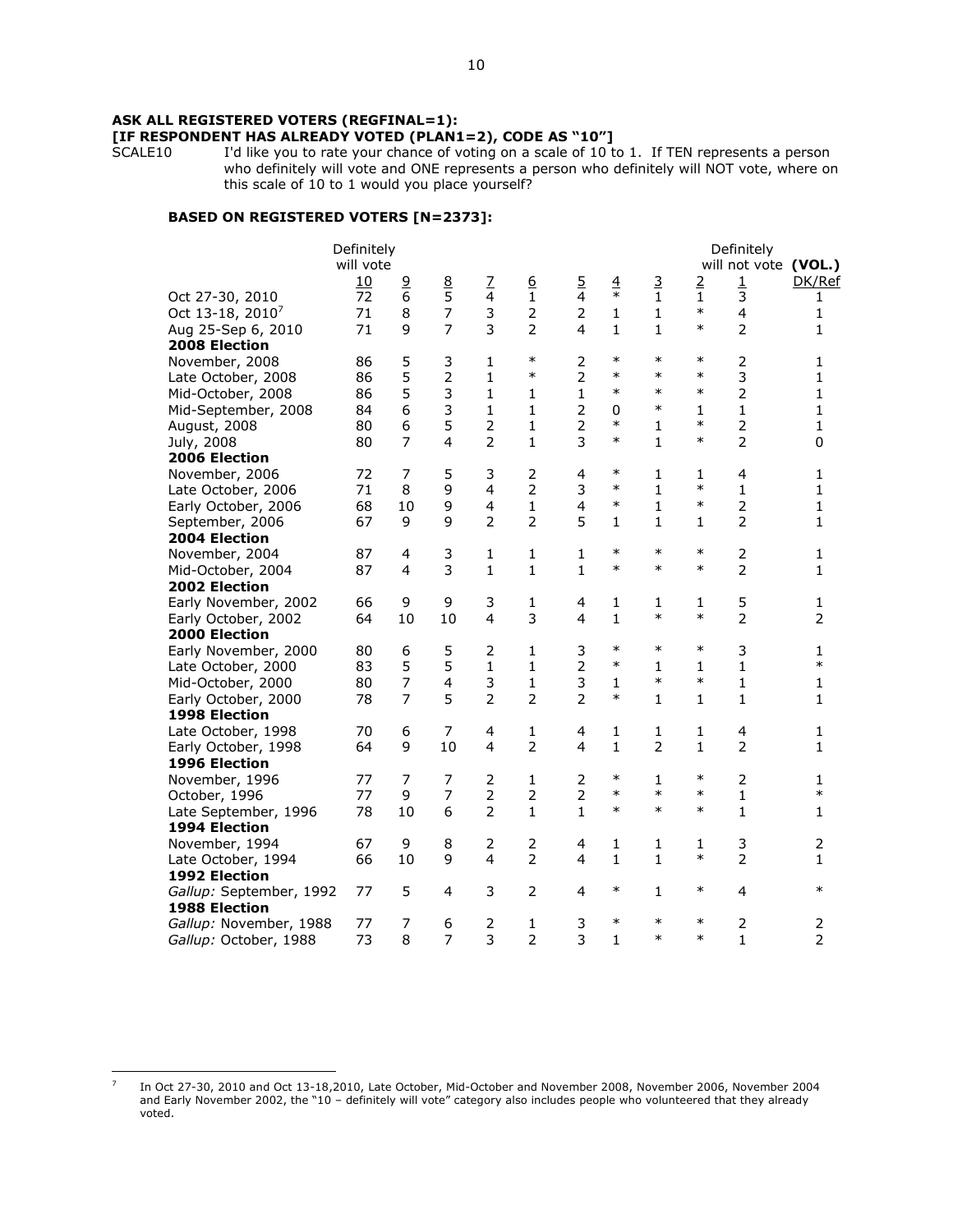**ASK ALL REGISTERED VOTERS (REGFINAL=1):**
**[IF RESPONDENT HAS ALREADY VOTED (PLAN1=2), CODE AS "10"]**

SCALE10 I'd like you to rate your chance of voting on a scale of 10 to 1. If TEN represents a person who definitely will vote and ONE represents a person who definitely will NOT vote, where on this scale of 10 to 1 would you place yourself?

**BASED ON REGISTERED VOTERS [N=2373]:**

| | Definitely will vote 10 | 9 | 8 | 7 | 6 | 5 | 4 | 3 | 2 | Definitely will not vote 1 | (VOL.) DK/Ref |
|---|---|---|---|---|---|---|---|---|---|---|---|
| Oct 27-30, 2010 | 72 | 6 | 5 | 4 | 1 | 4 | * | 1 | 1 | 3 | 1 |
| Oct 13-18, 2010[7] | 71 | 8 | 7 | 3 | 2 | 2 | 1 | 1 | * | 4 | 1 |
| Aug 25-Sep 6, 2010 | 71 | 9 | 7 | 3 | 2 | 4 | 1 | 1 | * | 2 | 1 |
| **2008 Election** | | | | | | | | | | | |
| November, 2008 | 86 | 5 | 3 | 1 | * | 2 | * | * | * | 2 | 1 |
| Late October, 2008 | 86 | 5 | 2 | 1 | * | 2 | * | * | * | 3 | 1 |
| Mid-October, 2008 | 86 | 5 | 3 | 1 | 1 | 1 | * | * | * | 2 | 1 |
| Mid-September, 2008 | 84 | 6 | 3 | 1 | 1 | 2 | 0 | * | 1 | 1 | 1 |
| August, 2008 | 80 | 6 | 5 | 2 | 1 | 2 | * | 1 | * | 2 | 1 |
| July, 2008 | 80 | 7 | 4 | 2 | 1 | 3 | * | 1 | * | 2 | 0 |
| **2006 Election** | | | | | | | | | | | |
| November, 2006 | 72 | 7 | 5 | 3 | 2 | 4 | * | 1 | 1 | 4 | 1 |
| Late October, 2006 | 71 | 8 | 9 | 4 | 2 | 3 | * | 1 | * | 1 | 1 |
| Early October, 2006 | 68 | 10 | 9 | 4 | 1 | 4 | * | 1 | * | 2 | 1 |
| September, 2006 | 67 | 9 | 9 | 2 | 2 | 5 | 1 | 1 | 1 | 2 | 1 |
| **2004 Election** | | | | | | | | | | | |
| November, 2004 | 87 | 4 | 3 | 1 | 1 | 1 | * | * | * | 2 | 1 |
| Mid-October, 2004 | 87 | 4 | 3 | 1 | 1 | 1 | * | * | * | 2 | 1 |
| **2002 Election** | | | | | | | | | | | |
| Early November, 2002 | 66 | 9 | 9 | 3 | 1 | 4 | 1 | 1 | 1 | 5 | 1 |
| Early October, 2002 | 64 | 10 | 10 | 4 | 3 | 4 | 1 | * | * | 2 | 2 |
| **2000 Election** | | | | | | | | | | | |
| Early November, 2000 | 80 | 6 | 5 | 2 | 1 | 3 | * | * | * | 3 | 1 |
| Late October, 2000 | 83 | 5 | 5 | 1 | 1 | 2 | * | 1 | 1 | 1 | * |
| Mid-October, 2000 | 80 | 7 | 4 | 3 | 1 | 3 | 1 | * | * | 1 | 1 |
| Early October, 2000 | 78 | 7 | 5 | 2 | 2 | 2 | * | 1 | 1 | 1 | 1 |
| **1998 Election** | | | | | | | | | | | |
| Late October, 1998 | 70 | 6 | 7 | 4 | 1 | 4 | 1 | 1 | 1 | 4 | 1 |
| Early October, 1998 | 64 | 9 | 10 | 4 | 2 | 4 | 1 | 2 | 1 | 2 | 1 |
| **1996 Election** | | | | | | | | | | | |
| November, 1996 | 77 | 7 | 7 | 2 | 1 | 2 | * | 1 | * | 2 | 1 |
| October, 1996 | 77 | 9 | 7 | 2 | 2 | 2 | * | * | * | 1 | * |
| Late September, 1996 | 78 | 10 | 6 | 2 | 1 | 1 | * | * | * | 1 | 1 |
| **1994 Election** | | | | | | | | | | | |
| November, 1994 | 67 | 9 | 8 | 2 | 2 | 4 | 1 | 1 | 1 | 3 | 2 |
| Late October, 1994 | 66 | 10 | 9 | 4 | 2 | 4 | 1 | 1 | * | 2 | 1 |
| **1992 Election** | | | | | | | | | | | |
| *Gallup:* September, 1992 | 77 | 5 | 4 | 3 | 2 | 4 | * | 1 | * | 4 | * |
| **1988 Election** | | | | | | | | | | | |
| *Gallup:* November, 1988 | 77 | 7 | 6 | 2 | 1 | 3 | * | * | * | 2 | 2 |
| *Gallup:* October, 1988 | 73 | 8 | 7 | 3 | 2 | 3 | 1 | * | * | 1 | 2 |

[7] In Oct 27-30, 2010 and Oct 13-18,2010, Late October, Mid-October and November 2008, November 2006, November 2004 and Early November 2002, the "10 – definitely will vote" category also includes people who volunteered that they already voted.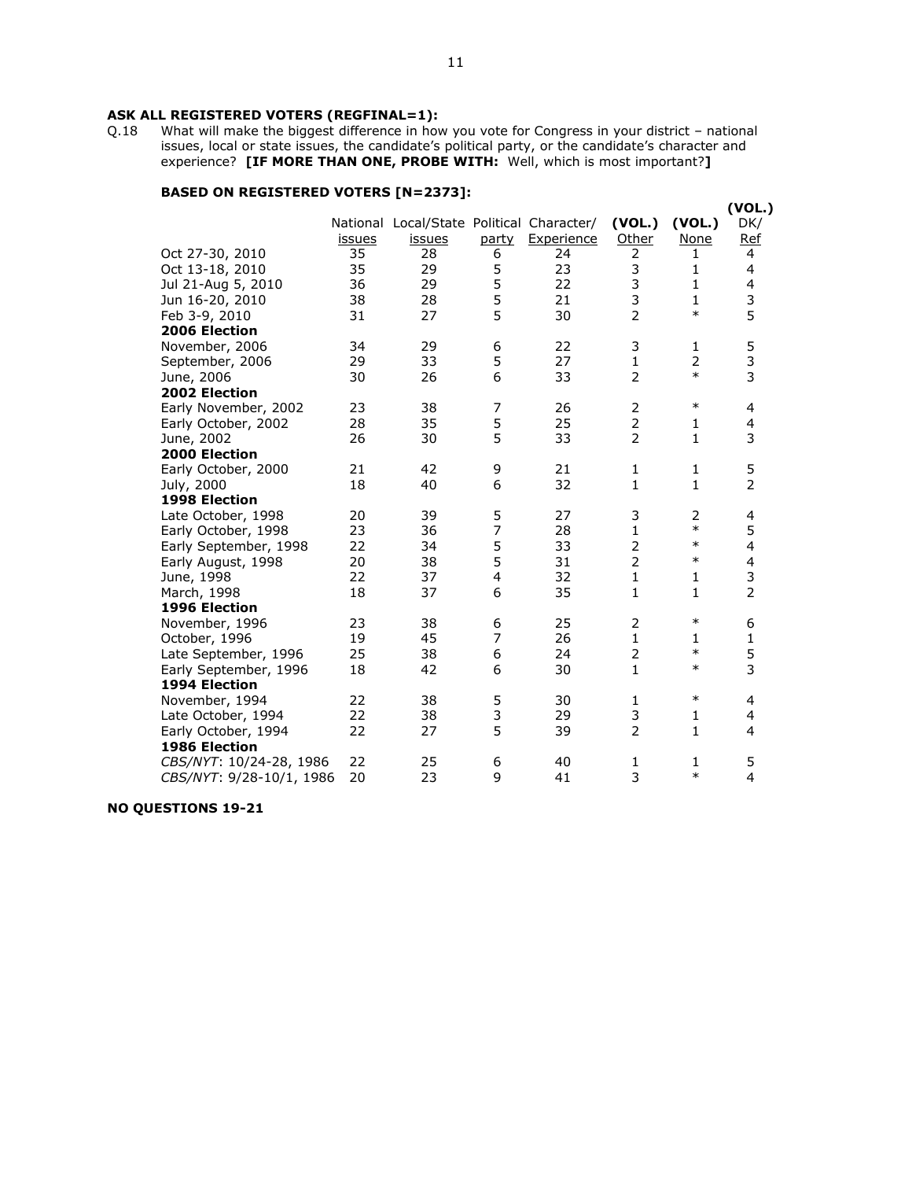**ASK ALL REGISTERED VOTERS (REGFINAL=1):**

Q.18 What will make the biggest difference in how you vote for Congress in your district – national issues, local or state issues, the candidate's political party, or the candidate's character and experience? **[IF MORE THAN ONE, PROBE WITH:** Well, which is most important?**]**

**BASED ON REGISTERED VOTERS [N=2373]:**

| | National issues | Local/State issues | Political party | Character/ Experience | (VOL.) Other | (VOL.) None | (VOL.) DK/ Ref |
|---|---|---|---|---|---|---|---|
| Oct 27-30, 2010 | 35 | 28 | 6 | 24 | 2 | 1 | 4 |
| Oct 13-18, 2010 | 35 | 29 | 5 | 23 | 3 | 1 | 4 |
| Jul 21-Aug 5, 2010 | 36 | 29 | 5 | 22 | 3 | 1 | 4 |
| Jun 16-20, 2010 | 38 | 28 | 5 | 21 | 3 | 1 | 3 |
| Feb 3-9, 2010 | 31 | 27 | 5 | 30 | 2 | * | 5 |
| **2006 Election** | | | | | | | |
| November, 2006 | 34 | 29 | 6 | 22 | 3 | 1 | 5 |
| September, 2006 | 29 | 33 | 5 | 27 | 1 | 2 | 3 |
| June, 2006 | 30 | 26 | 6 | 33 | 2 | * | 3 |
| **2002 Election** | | | | | | | |
| Early November, 2002 | 23 | 38 | 7 | 26 | 2 | * | 4 |
| Early October, 2002 | 28 | 35 | 5 | 25 | 2 | 1 | 4 |
| June, 2002 | 26 | 30 | 5 | 33 | 2 | 1 | 3 |
| **2000 Election** | | | | | | | |
| Early October, 2000 | 21 | 42 | 9 | 21 | 1 | 1 | 5 |
| July, 2000 | 18 | 40 | 6 | 32 | 1 | 1 | 2 |
| **1998 Election** | | | | | | | |
| Late October, 1998 | 20 | 39 | 5 | 27 | 3 | 2 | 4 |
| Early October, 1998 | 23 | 36 | 7 | 28 | 1 | * | 5 |
| Early September, 1998 | 22 | 34 | 5 | 33 | 2 | * | 4 |
| Early August, 1998 | 20 | 38 | 5 | 31 | 2 | * | 4 |
| June, 1998 | 22 | 37 | 4 | 32 | 1 | 1 | 3 |
| March, 1998 | 18 | 37 | 6 | 35 | 1 | 1 | 2 |
| **1996 Election** | | | | | | | |
| November, 1996 | 23 | 38 | 6 | 25 | 2 | * | 6 |
| October, 1996 | 19 | 45 | 7 | 26 | 1 | 1 | 1 |
| Late September, 1996 | 25 | 38 | 6 | 24 | 2 | * | 5 |
| Early September, 1996 | 18 | 42 | 6 | 30 | 1 | * | 3 |
| **1994 Election** | | | | | | | |
| November, 1994 | 22 | 38 | 5 | 30 | 1 | * | 4 |
| Late October, 1994 | 22 | 38 | 3 | 29 | 3 | 1 | 4 |
| Early October, 1994 | 22 | 27 | 5 | 39 | 2 | 1 | 4 |
| **1986 Election** | | | | | | | |
| *CBS/NYT*: 10/24-28, 1986 | 22 | 25 | 6 | 40 | 1 | 1 | 5 |
| *CBS/NYT*: 9/28-10/1, 1986 | 20 | 23 | 9 | 41 | 3 | * | 4 |

**NO QUESTIONS 19-21**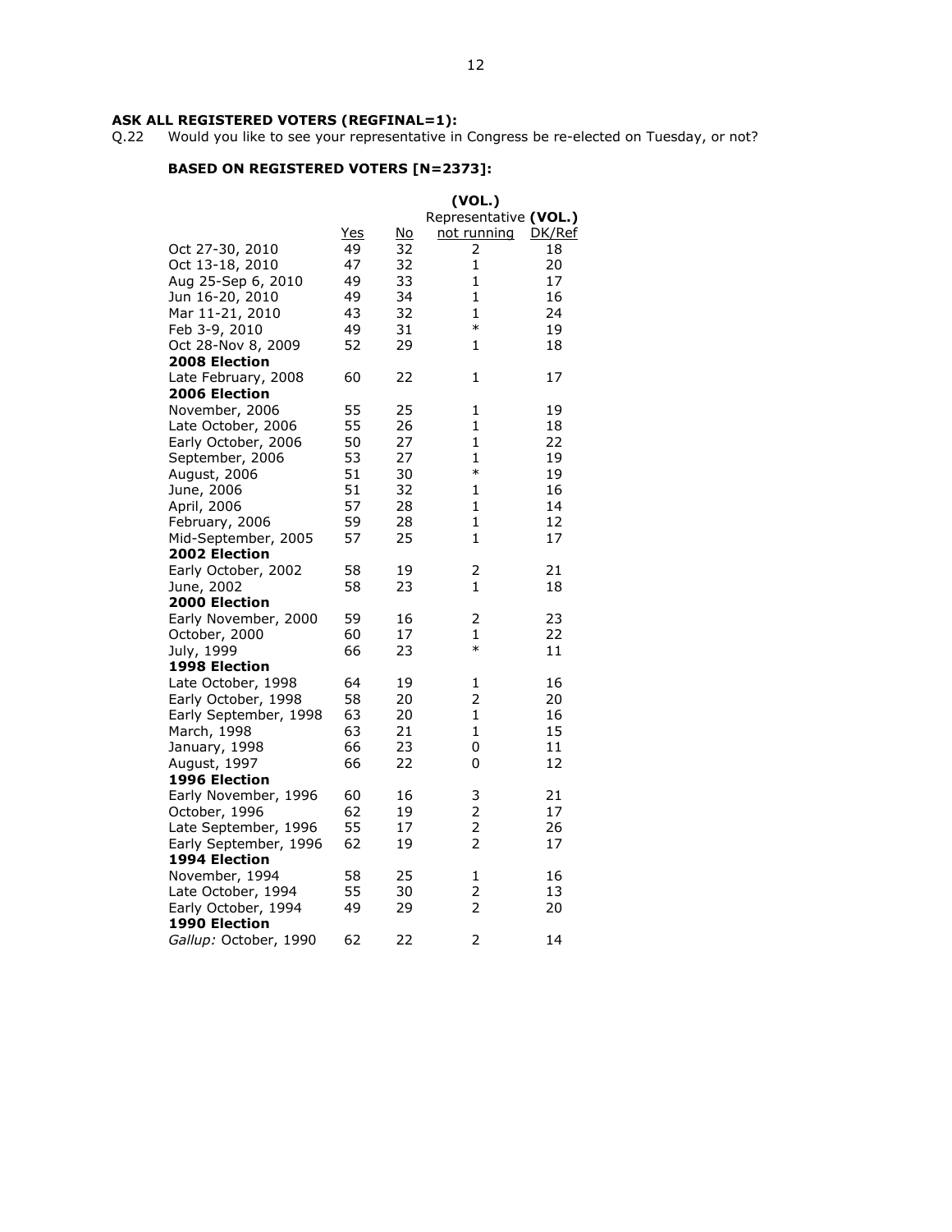**ASK ALL REGISTERED VOTERS (REGFINAL=1):**

Q.22 Would you like to see your representative in Congress be re-elected on Tuesday, or not?

**BASED ON REGISTERED VOTERS [N=2373]:**

| | Yes | No | (VOL.) Representative not running | (VOL.) DK/Ref |
|---|---|---|---|---|
| Oct 27-30, 2010 | 49 | 32 | 2 | 18 |
| Oct 13-18, 2010 | 47 | 32 | 1 | 20 |
| Aug 25-Sep 6, 2010 | 49 | 33 | 1 | 17 |
| Jun 16-20, 2010 | 49 | 34 | 1 | 16 |
| Mar 11-21, 2010 | 43 | 32 | 1 | 24 |
| Feb 3-9, 2010 | 49 | 31 | * | 19 |
| Oct 28-Nov 8, 2009 | 52 | 29 | 1 | 18 |
| **2008 Election** | | | | |
| Late February, 2008 | 60 | 22 | 1 | 17 |
| **2006 Election** | | | | |
| November, 2006 | 55 | 25 | 1 | 19 |
| Late October, 2006 | 55 | 26 | 1 | 18 |
| Early October, 2006 | 50 | 27 | 1 | 22 |
| September, 2006 | 53 | 27 | 1 | 19 |
| August, 2006 | 51 | 30 | * | 19 |
| June, 2006 | 51 | 32 | 1 | 16 |
| April, 2006 | 57 | 28 | 1 | 14 |
| February, 2006 | 59 | 28 | 1 | 12 |
| Mid-September, 2005 | 57 | 25 | 1 | 17 |
| **2002 Election** | | | | |
| Early October, 2002 | 58 | 19 | 2 | 21 |
| June, 2002 | 58 | 23 | 1 | 18 |
| **2000 Election** | | | | |
| Early November, 2000 | 59 | 16 | 2 | 23 |
| October, 2000 | 60 | 17 | 1 | 22 |
| July, 1999 | 66 | 23 | * | 11 |
| **1998 Election** | | | | |
| Late October, 1998 | 64 | 19 | 1 | 16 |
| Early October, 1998 | 58 | 20 | 2 | 20 |
| Early September, 1998 | 63 | 20 | 1 | 16 |
| March, 1998 | 63 | 21 | 1 | 15 |
| January, 1998 | 66 | 23 | 0 | 11 |
| August, 1997 | 66 | 22 | 0 | 12 |
| **1996 Election** | | | | |
| Early November, 1996 | 60 | 16 | 3 | 21 |
| October, 1996 | 62 | 19 | 2 | 17 |
| Late September, 1996 | 55 | 17 | 2 | 26 |
| Early September, 1996 | 62 | 19 | 2 | 17 |
| **1994 Election** | | | | |
| November, 1994 | 58 | 25 | 1 | 16 |
| Late October, 1994 | 55 | 30 | 2 | 13 |
| Early October, 1994 | 49 | 29 | 2 | 20 |
| **1990 Election** | | | | |
| *Gallup:* October, 1990 | 62 | 22 | 2 | 14 |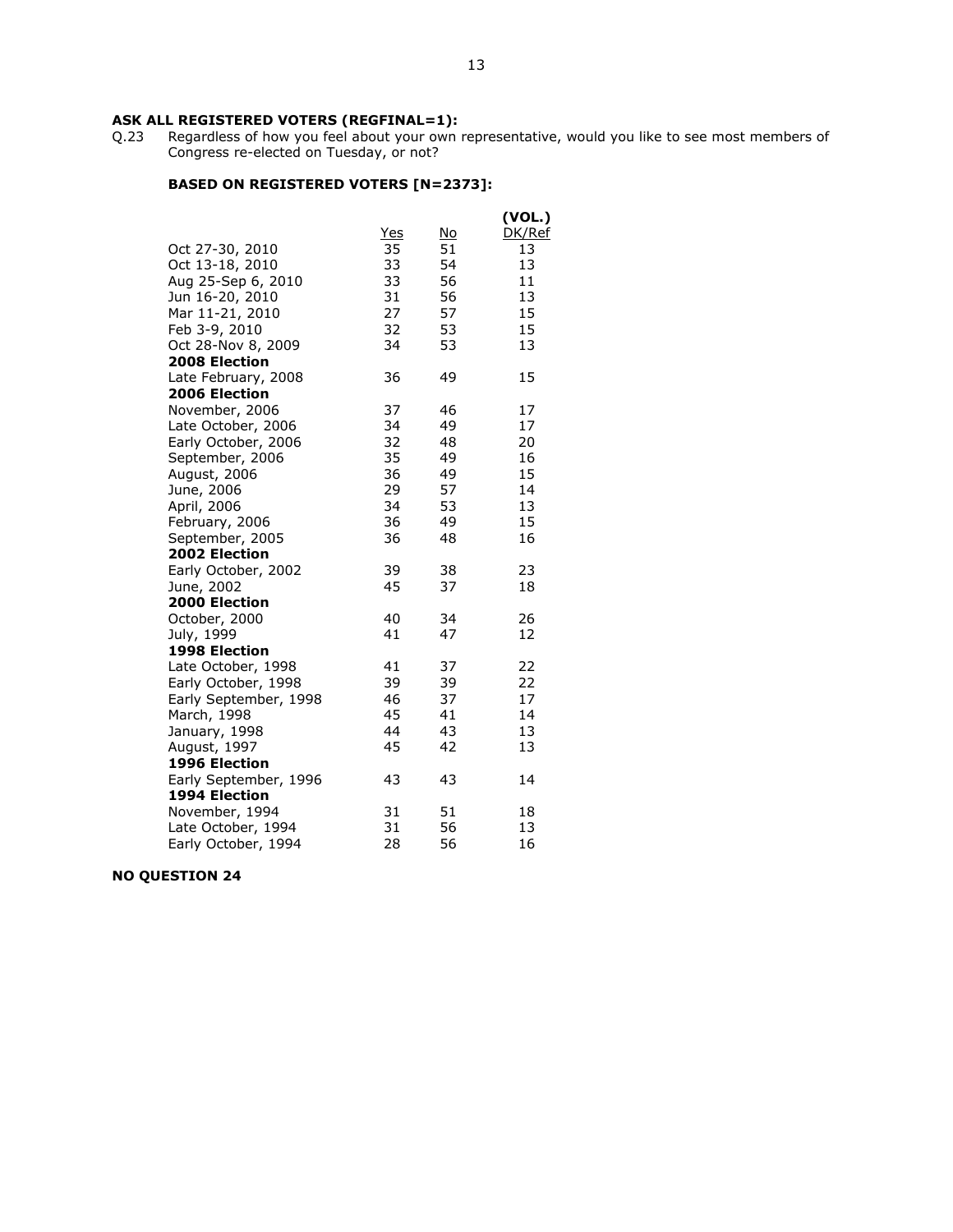**ASK ALL REGISTERED VOTERS (REGFINAL=1):**

Q.23 Regardless of how you feel about your own representative, would you like to see most members of Congress re-elected on Tuesday, or not?

**BASED ON REGISTERED VOTERS [N=2373]:**

| | Yes | No | (VOL.) DK/Ref |
|---|---|---|---|
| Oct 27-30, 2010 | 35 | 51 | 13 |
| Oct 13-18, 2010 | 33 | 54 | 13 |
| Aug 25-Sep 6, 2010 | 33 | 56 | 11 |
| Jun 16-20, 2010 | 31 | 56 | 13 |
| Mar 11-21, 2010 | 27 | 57 | 15 |
| Feb 3-9, 2010 | 32 | 53 | 15 |
| Oct 28-Nov 8, 2009 | 34 | 53 | 13 |
| **2008 Election** | | | |
| Late February, 2008 | 36 | 49 | 15 |
| **2006 Election** | | | |
| November, 2006 | 37 | 46 | 17 |
| Late October, 2006 | 34 | 49 | 17 |
| Early October, 2006 | 32 | 48 | 20 |
| September, 2006 | 35 | 49 | 16 |
| August, 2006 | 36 | 49 | 15 |
| June, 2006 | 29 | 57 | 14 |
| April, 2006 | 34 | 53 | 13 |
| February, 2006 | 36 | 49 | 15 |
| September, 2005 | 36 | 48 | 16 |
| **2002 Election** | | | |
| Early October, 2002 | 39 | 38 | 23 |
| June, 2002 | 45 | 37 | 18 |
| **2000 Election** | | | |
| October, 2000 | 40 | 34 | 26 |
| July, 1999 | 41 | 47 | 12 |
| **1998 Election** | | | |
| Late October, 1998 | 41 | 37 | 22 |
| Early October, 1998 | 39 | 39 | 22 |
| Early September, 1998 | 46 | 37 | 17 |
| March, 1998 | 45 | 41 | 14 |
| January, 1998 | 44 | 43 | 13 |
| August, 1997 | 45 | 42 | 13 |
| **1996 Election** | | | |
| Early September, 1996 | 43 | 43 | 14 |
| **1994 Election** | | | |
| November, 1994 | 31 | 51 | 18 |
| Late October, 1994 | 31 | 56 | 13 |
| Early October, 1994 | 28 | 56 | 16 |

**NO QUESTION 24**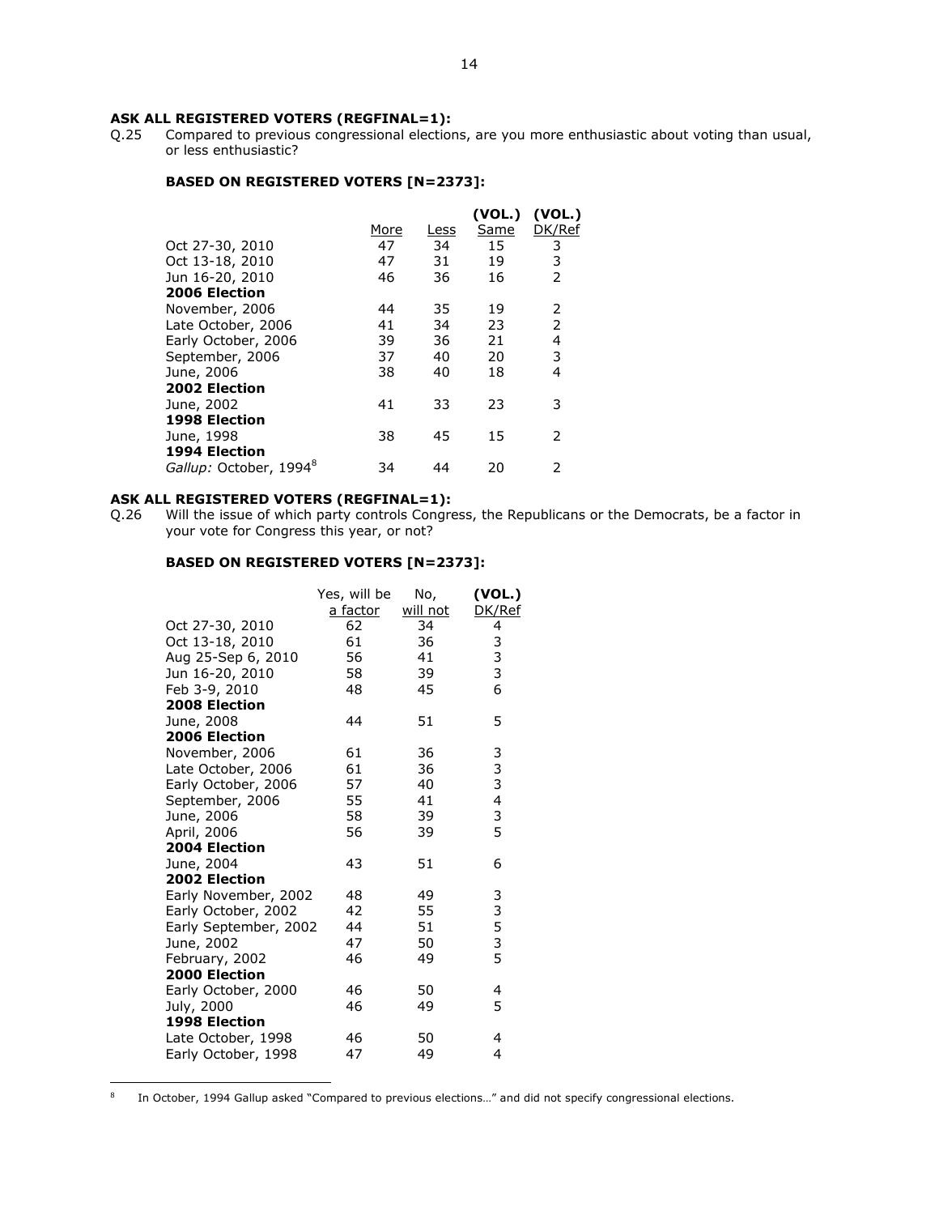**ASK ALL REGISTERED VOTERS (REGFINAL=1):**

Q.25 Compared to previous congressional elections, are you more enthusiastic about voting than usual, or less enthusiastic?

**BASED ON REGISTERED VOTERS [N=2373]:**

| | More | Less | (VOL.) Same | (VOL.) DK/Ref |
|---|---|---|---|---|
| Oct 27-30, 2010 | 47 | 34 | 15 | 3 |
| Oct 13-18, 2010 | 47 | 31 | 19 | 3 |
| Jun 16-20, 2010 | 46 | 36 | 16 | 2 |
| **2006 Election** | | | | |
| November, 2006 | 44 | 35 | 19 | 2 |
| Late October, 2006 | 41 | 34 | 23 | 2 |
| Early October, 2006 | 39 | 36 | 21 | 4 |
| September, 2006 | 37 | 40 | 20 | 3 |
| June, 2006 | 38 | 40 | 18 | 4 |
| **2002 Election** | | | | |
| June, 2002 | 41 | 33 | 23 | 3 |
| **1998 Election** | | | | |
| June, 1998 | 38 | 45 | 15 | 2 |
| **1994 Election** | | | | |
| *Gallup:* October, 1994[8] | 34 | 44 | 20 | 2 |

**ASK ALL REGISTERED VOTERS (REGFINAL=1):**

Q.26 Will the issue of which party controls Congress, the Republicans or the Democrats, be a factor in your vote for Congress this year, or not?

**BASED ON REGISTERED VOTERS [N=2373]:**

| | Yes, will be a factor | No, will not | (VOL.) DK/Ref |
|---|---|---|---|
| Oct 27-30, 2010 | 62 | 34 | 4 |
| Oct 13-18, 2010 | 61 | 36 | 3 |
| Aug 25-Sep 6, 2010 | 56 | 41 | 3 |
| Jun 16-20, 2010 | 58 | 39 | 3 |
| Feb 3-9, 2010 | 48 | 45 | 6 |
| **2008 Election** | | | |
| June, 2008 | 44 | 51 | 5 |
| **2006 Election** | | | |
| November, 2006 | 61 | 36 | 3 |
| Late October, 2006 | 61 | 36 | 3 |
| Early October, 2006 | 57 | 40 | 3 |
| September, 2006 | 55 | 41 | 4 |
| June, 2006 | 58 | 39 | 3 |
| April, 2006 | 56 | 39 | 5 |
| **2004 Election** | | | |
| June, 2004 | 43 | 51 | 6 |
| **2002 Election** | | | |
| Early November, 2002 | 48 | 49 | 3 |
| Early October, 2002 | 42 | 55 | 3 |
| Early September, 2002 | 44 | 51 | 5 |
| June, 2002 | 47 | 50 | 3 |
| February, 2002 | 46 | 49 | 5 |
| **2000 Election** | | | |
| Early October, 2000 | 46 | 50 | 4 |
| July, 2000 | 46 | 49 | 5 |
| **1998 Election** | | | |
| Late October, 1998 | 46 | 50 | 4 |
| Early October, 1998 | 47 | 49 | 4 |

[8] In October, 1994 Gallup asked "Compared to previous elections…" and did not specify congressional elections.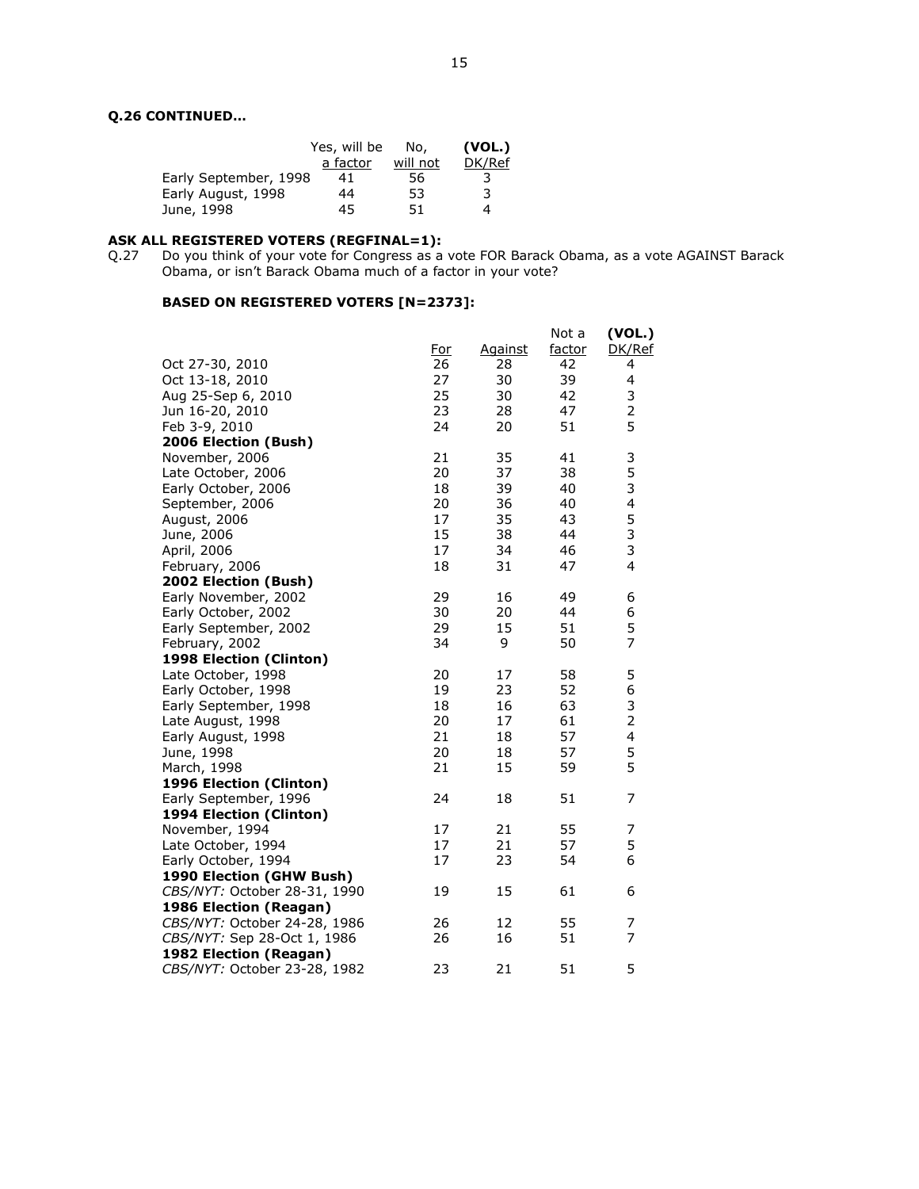**Q.26 CONTINUED…**

| | Yes, will be a factor | No, will not | (VOL.) DK/Ref |
|---|---|---|---|
| Early September, 1998 | 41 | 56 | 3 |
| Early August, 1998 | 44 | 53 | 3 |
| June, 1998 | 45 | 51 | 4 |

**ASK ALL REGISTERED VOTERS (REGFINAL=1):**

Q.27 Do you think of your vote for Congress as a vote FOR Barack Obama, as a vote AGAINST Barack Obama, or isn't Barack Obama much of a factor in your vote?

**BASED ON REGISTERED VOTERS [N=2373]:**

| | For | Against | Not a factor | (VOL.) DK/Ref |
|---|---|---|---|---|
| Oct 27-30, 2010 | 26 | 28 | 42 | 4 |
| Oct 13-18, 2010 | 27 | 30 | 39 | 4 |
| Aug 25-Sep 6, 2010 | 25 | 30 | 42 | 3 |
| Jun 16-20, 2010 | 23 | 28 | 47 | 2 |
| Feb 3-9, 2010 | 24 | 20 | 51 | 5 |
| **2006 Election (Bush)** | | | | |
| November, 2006 | 21 | 35 | 41 | 3 |
| Late October, 2006 | 20 | 37 | 38 | 5 |
| Early October, 2006 | 18 | 39 | 40 | 3 |
| September, 2006 | 20 | 36 | 40 | 4 |
| August, 2006 | 17 | 35 | 43 | 5 |
| June, 2006 | 15 | 38 | 44 | 3 |
| April, 2006 | 17 | 34 | 46 | 3 |
| February, 2006 | 18 | 31 | 47 | 4 |
| **2002 Election (Bush)** | | | | |
| Early November, 2002 | 29 | 16 | 49 | 6 |
| Early October, 2002 | 30 | 20 | 44 | 6 |
| Early September, 2002 | 29 | 15 | 51 | 5 |
| February, 2002 | 34 | 9 | 50 | 7 |
| **1998 Election (Clinton)** | | | | |
| Late October, 1998 | 20 | 17 | 58 | 5 |
| Early October, 1998 | 19 | 23 | 52 | 6 |
| Early September, 1998 | 18 | 16 | 63 | 3 |
| Late August, 1998 | 20 | 17 | 61 | 2 |
| Early August, 1998 | 21 | 18 | 57 | 4 |
| June, 1998 | 20 | 18 | 57 | 5 |
| March, 1998 | 21 | 15 | 59 | 5 |
| **1996 Election (Clinton)** | | | | |
| Early September, 1996 | 24 | 18 | 51 | 7 |
| **1994 Election (Clinton)** | | | | |
| November, 1994 | 17 | 21 | 55 | 7 |
| Late October, 1994 | 17 | 21 | 57 | 5 |
| Early October, 1994 | 17 | 23 | 54 | 6 |
| **1990 Election (GHW Bush)** | | | | |
| *CBS/NYT:* October 28-31, 1990 | 19 | 15 | 61 | 6 |
| **1986 Election (Reagan)** | | | | |
| *CBS/NYT:* October 24-28, 1986 | 26 | 12 | 55 | 7 |
| *CBS/NYT:* Sep 28-Oct 1, 1986 | 26 | 16 | 51 | 7 |
| **1982 Election (Reagan)** | | | | |
| *CBS/NYT:* October 23-28, 1982 | 23 | 21 | 51 | 5 |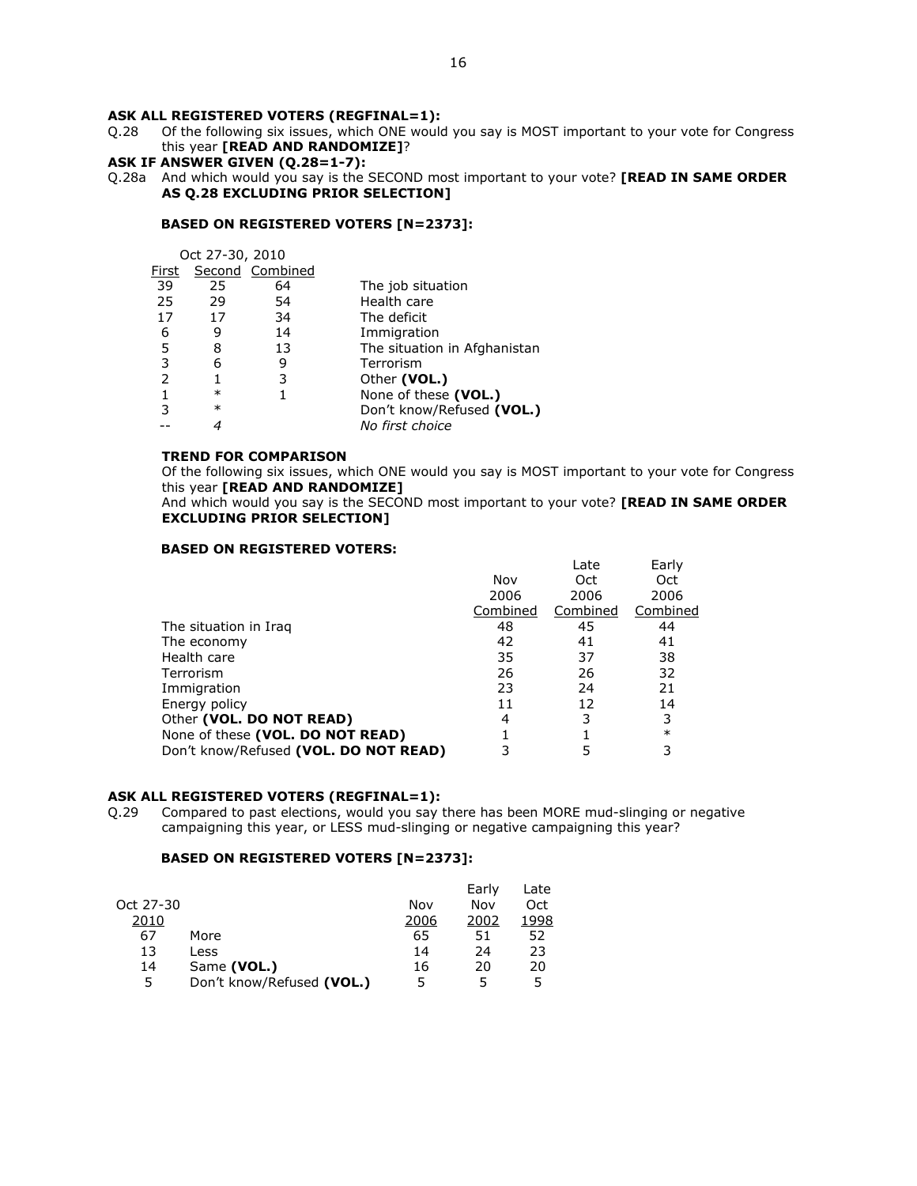**ASK ALL REGISTERED VOTERS (REGFINAL=1):**

Q.28 Of the following six issues, which ONE would you say is MOST important to your vote for Congress this year **[READ AND RANDOMIZE]**?

**ASK IF ANSWER GIVEN (Q.28=1-7):**

Q.28a And which would you say is the SECOND most important to your vote? **[READ IN SAME ORDER AS Q.28 EXCLUDING PRIOR SELECTION]**

**BASED ON REGISTERED VOTERS [N=2373]:**

| Oct 27-30, 2010 | | | |
|---|---|---|---|
| First | Second | Combined | |
| 39 | 25 | 64 | The job situation |
| 25 | 29 | 54 | Health care |
| 17 | 17 | 34 | The deficit |
| 6 | 9 | 14 | Immigration |
| 5 | 8 | 13 | The situation in Afghanistan |
| 3 | 6 | 9 | Terrorism |
| 2 | 1 | 3 | Other **(VOL.)** |
| 1 | * | 1 | None of these **(VOL.)** |
| 3 | * | | Don't know/Refused **(VOL.)** |
| -- | *4* | | *No first choice* |

**TREND FOR COMPARISON**

Of the following six issues, which ONE would you say is MOST important to your vote for Congress this year **[READ AND RANDOMIZE]**

And which would you say is the SECOND most important to your vote? **[READ IN SAME ORDER EXCLUDING PRIOR SELECTION]**

**BASED ON REGISTERED VOTERS:**

| | Nov 2006 Combined | Late Oct 2006 Combined | Early Oct 2006 Combined |
|---|---|---|---|
| The situation in Iraq | 48 | 45 | 44 |
| The economy | 42 | 41 | 41 |
| Health care | 35 | 37 | 38 |
| Terrorism | 26 | 26 | 32 |
| Immigration | 23 | 24 | 21 |
| Energy policy | 11 | 12 | 14 |
| Other **(VOL. DO NOT READ)** | 4 | 3 | 3 |
| None of these **(VOL. DO NOT READ)** | 1 | 1 | * |
| Don't know/Refused **(VOL. DO NOT READ)** | 3 | 5 | 3 |

**ASK ALL REGISTERED VOTERS (REGFINAL=1):**

Q.29 Compared to past elections, would you say there has been MORE mud-slinging or negative campaigning this year, or LESS mud-slinging or negative campaigning this year?

**BASED ON REGISTERED VOTERS [N=2373]:**

| Oct 27-30 2010 | | Nov 2006 | Early Nov 2002 | Late Oct 1998 |
|---|---|---|---|---|
| 67 | More | 65 | 51 | 52 |
| 13 | Less | 14 | 24 | 23 |
| 14 | Same **(VOL.)** | 16 | 20 | 20 |
| 5 | Don't know/Refused **(VOL.)** | 5 | 5 | 5 |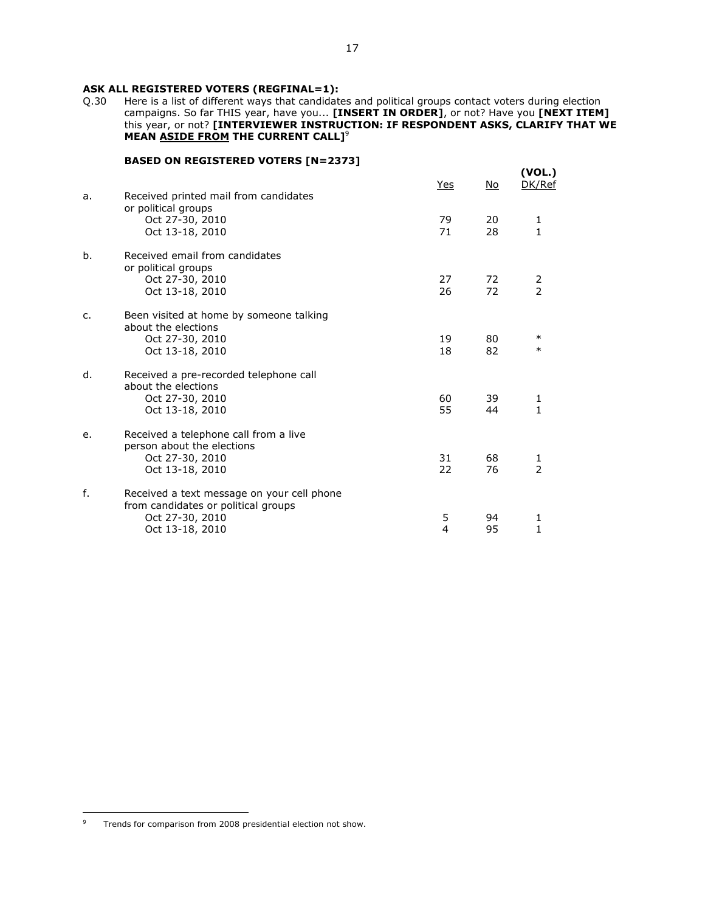**ASK ALL REGISTERED VOTERS (REGFINAL=1):**

Q.30 Here is a list of different ways that candidates and political groups contact voters during election campaigns. So far THIS year, have you... **[INSERT IN ORDER]**, or not? Have you **[NEXT ITEM]** this year, or not? **[INTERVIEWER INSTRUCTION: IF RESPONDENT ASKS, CLARIFY THAT WE MEAN ASIDE FROM THE CURRENT CALL]**[9]

**BASED ON REGISTERED VOTERS [N=2373]**

| | | Yes | No | (VOL.) DK/Ref |
|---|---|---|---|---|
| a. | Received printed mail from candidates or political groups | | | |
| | Oct 27-30, 2010 | 79 | 20 | 1 |
| | Oct 13-18, 2010 | 71 | 28 | 1 |
| b. | Received email from candidates or political groups | | | |
| | Oct 27-30, 2010 | 27 | 72 | 2 |
| | Oct 13-18, 2010 | 26 | 72 | 2 |
| c. | Been visited at home by someone talking about the elections | | | |
| | Oct 27-30, 2010 | 19 | 80 | * |
| | Oct 13-18, 2010 | 18 | 82 | * |
| d. | Received a pre-recorded telephone call about the elections | | | |
| | Oct 27-30, 2010 | 60 | 39 | 1 |
| | Oct 13-18, 2010 | 55 | 44 | 1 |
| e. | Received a telephone call from a live person about the elections | | | |
| | Oct 27-30, 2010 | 31 | 68 | 1 |
| | Oct 13-18, 2010 | 22 | 76 | 2 |
| f. | Received a text message on your cell phone from candidates or political groups | | | |
| | Oct 27-30, 2010 | 5 | 94 | 1 |
| | Oct 13-18, 2010 | 4 | 95 | 1 |

[9] Trends for comparison from 2008 presidential election not show.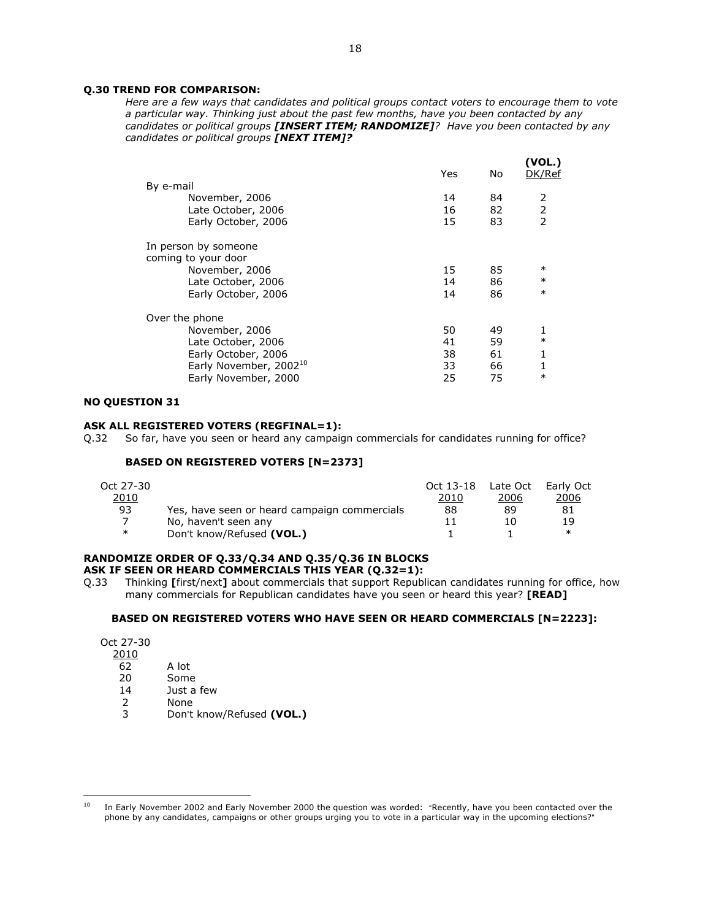**Q.30 TREND FOR COMPARISON:**

*Here are a few ways that candidates and political groups contact voters to encourage them to vote a particular way. Thinking just about the past few months, have you been contacted by any candidates or political groups **[INSERT ITEM; RANDOMIZE]**? Have you been contacted by any candidates or political groups **[NEXT ITEM]?***

| | Yes | No | (VOL.) DK/Ref |
|---|---|---|---|
| By e-mail | | | |
| November, 2006 | 14 | 84 | 2 |
| Late October, 2006 | 16 | 82 | 2 |
| Early October, 2006 | 15 | 83 | 2 |
| In person by someone coming to your door | | | |
| November, 2006 | 15 | 85 | * |
| Late October, 2006 | 14 | 86 | * |
| Early October, 2006 | 14 | 86 | * |
| Over the phone | | | |
| November, 2006 | 50 | 49 | 1 |
| Late October, 2006 | 41 | 59 | * |
| Early October, 2006 | 38 | 61 | 1 |
| Early November, 2002[10] | 33 | 66 | 1 |
| Early November, 2000 | 25 | 75 | * |

**NO QUESTION 31**

**ASK ALL REGISTERED VOTERS (REGFINAL=1):**

Q.32 So far, have you seen or heard any campaign commercials for candidates running for office?

**BASED ON REGISTERED VOTERS [N=2373]**

| Oct 27-30 2010 | | Oct 13-18 2010 | Late Oct 2006 | Early Oct 2006 |
|---|---|---|---|---|
| 93 | Yes, have seen or heard campaign commercials | 88 | 89 | 81 |
| 7 | No, haven't seen any | 11 | 10 | 19 |
| * | Don't know/Refused **(VOL.)** | 1 | 1 | * |

**RANDOMIZE ORDER OF Q.33/Q.34 AND Q.35/Q.36 IN BLOCKS**
**ASK IF SEEN OR HEARD COMMERCIALS THIS YEAR (Q.32=1):**

Q.33 Thinking **[**first/next**]** about commercials that support Republican candidates running for office, how many commercials for Republican candidates have you seen or heard this year? **[READ]**

**BASED ON REGISTERED VOTERS WHO HAVE SEEN OR HEARD COMMERCIALS [N=2223]:**

| Oct 27-30 2010 | |
|---|---|
| 62 | A lot |
| 20 | Some |
| 14 | Just a few |
| 2 | None |
| 3 | Don't know/Refused **(VOL.)** |

---

[10] In Early November 2002 and Early November 2000 the question was worded: "Recently, have you been contacted over the phone by any candidates, campaigns or other groups urging you to vote in a particular way in the upcoming elections?"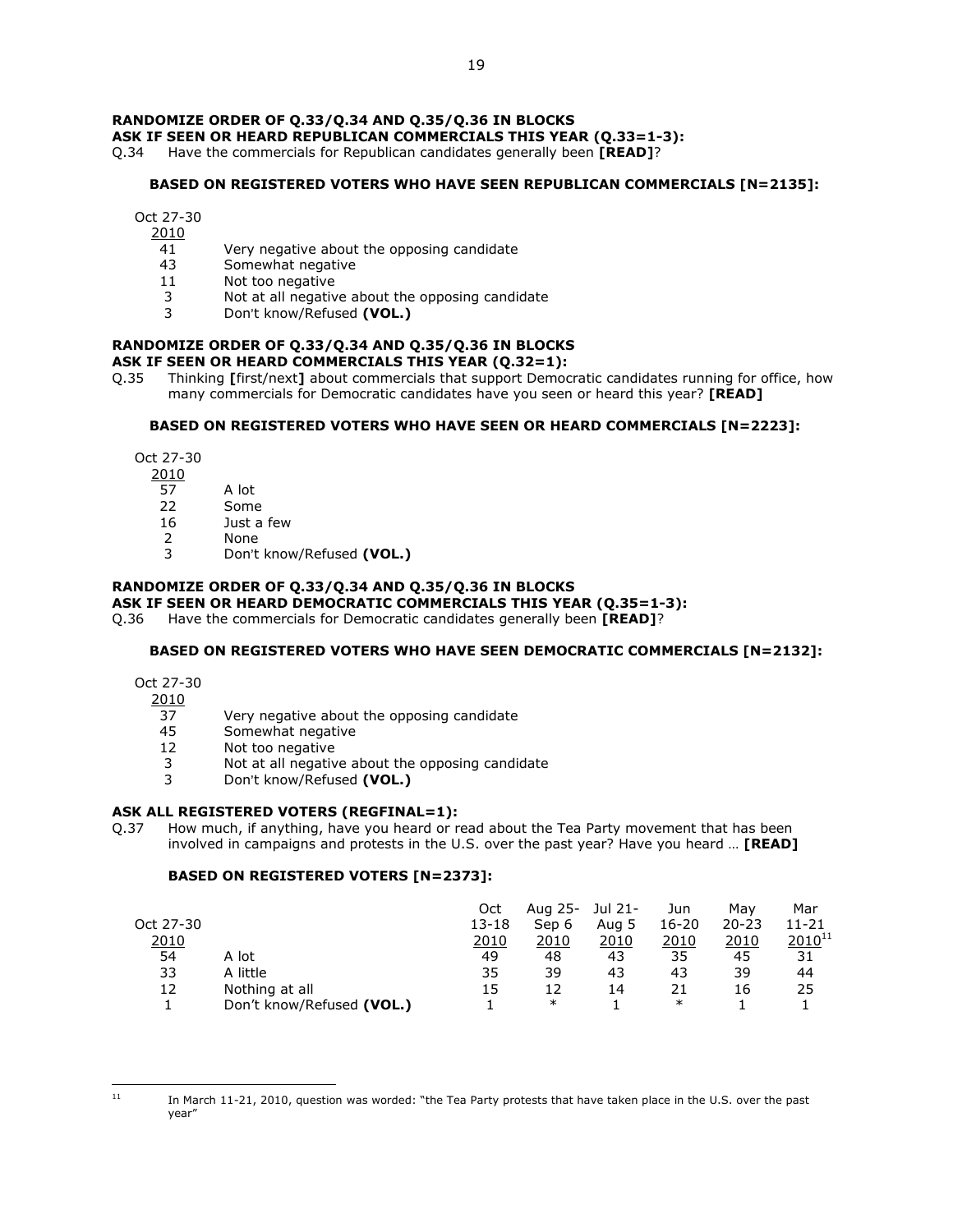**RANDOMIZE ORDER OF Q.33/Q.34 AND Q.35/Q.36 IN BLOCKS**
**ASK IF SEEN OR HEARD REPUBLICAN COMMERCIALS THIS YEAR (Q.33=1-3):**

Q.34 Have the commercials for Republican candidates generally been **[READ]**?

**BASED ON REGISTERED VOTERS WHO HAVE SEEN REPUBLICAN COMMERCIALS [N=2135]:**

| Oct 27-30 2010 | |
|---|---|
| 41 | Very negative about the opposing candidate |
| 43 | Somewhat negative |
| 11 | Not too negative |
| 3 | Not at all negative about the opposing candidate |
| 3 | Don't know/Refused **(VOL.)** |

**RANDOMIZE ORDER OF Q.33/Q.34 AND Q.35/Q.36 IN BLOCKS**
**ASK IF SEEN OR HEARD COMMERCIALS THIS YEAR (Q.32=1):**

Q.35 Thinking **[**first/next**]** about commercials that support Democratic candidates running for office, how many commercials for Democratic candidates have you seen or heard this year? **[READ]**

**BASED ON REGISTERED VOTERS WHO HAVE SEEN OR HEARD COMMERCIALS [N=2223]:**

| Oct 27-30 2010 | |
|---|---|
| 57 | A lot |
| 22 | Some |
| 16 | Just a few |
| 2 | None |
| 3 | Don't know/Refused **(VOL.)** |

**RANDOMIZE ORDER OF Q.33/Q.34 AND Q.35/Q.36 IN BLOCKS**
**ASK IF SEEN OR HEARD DEMOCRATIC COMMERCIALS THIS YEAR (Q.35=1-3):**

Q.36 Have the commercials for Democratic candidates generally been **[READ]**?

**BASED ON REGISTERED VOTERS WHO HAVE SEEN DEMOCRATIC COMMERCIALS [N=2132]:**

| Oct 27-30 2010 | |
|---|---|
| 37 | Very negative about the opposing candidate |
| 45 | Somewhat negative |
| 12 | Not too negative |
| 3 | Not at all negative about the opposing candidate |
| 3 | Don't know/Refused **(VOL.)** |

**ASK ALL REGISTERED VOTERS (REGFINAL=1):**

Q.37 How much, if anything, have you heard or read about the Tea Party movement that has been involved in campaigns and protests in the U.S. over the past year? Have you heard … **[READ]**

**BASED ON REGISTERED VOTERS [N=2373]:**

| Oct 27-30 2010 | | Oct 13-18 2010 | Aug 25-Sep 6 2010 | Jul 21-Aug 5 2010 | Jun 16-20 2010 | May 20-23 2010 | Mar 11-21 2010[11] |
|---|---|---|---|---|---|---|---|
| 54 | A lot | 49 | 48 | 43 | 35 | 45 | 31 |
| 33 | A little | 35 | 39 | 43 | 43 | 39 | 44 |
| 12 | Nothing at all | 15 | 12 | 14 | 21 | 16 | 25 |
| 1 | Don't know/Refused **(VOL.)** | 1 | * | 1 | * | 1 | 1 |

[11] In March 11-21, 2010, question was worded: "the Tea Party protests that have taken place in the U.S. over the past year"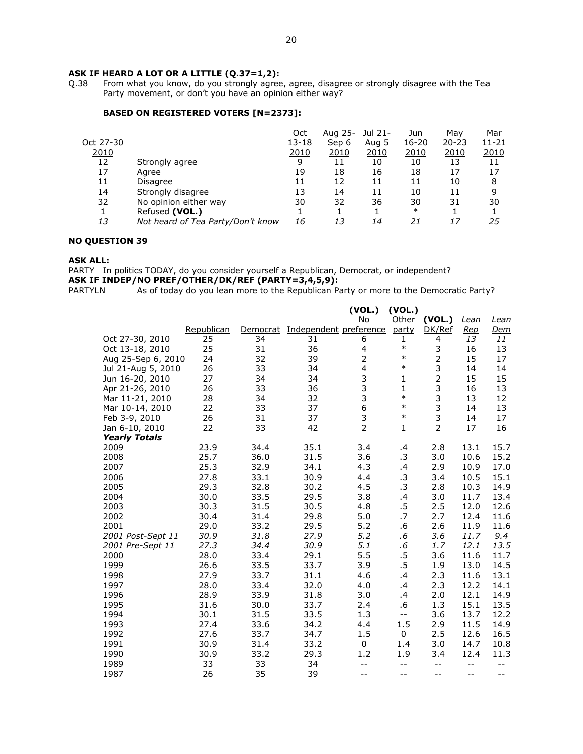**ASK IF HEARD A LOT OR A LITTLE (Q.37=1,2):**

Q.38 From what you know, do you strongly agree, agree, disagree or strongly disagree with the Tea Party movement, or don't you have an opinion either way?

**BASED ON REGISTERED VOTERS [N=2373]:**

| Oct 27-30 2010 | | Oct 13-18 2010 | Aug 25-Sep 6 2010 | Jul 21-Aug 5 2010 | Jun 16-20 2010 | May 20-23 2010 | Mar 11-21 2010 |
|---|---|---|---|---|---|---|---|
| 12 | Strongly agree | 9 | 11 | 10 | 10 | 13 | 11 |
| 17 | Agree | 19 | 18 | 16 | 18 | 17 | 17 |
| 11 | Disagree | 11 | 12 | 11 | 11 | 10 | 8 |
| 14 | Strongly disagree | 13 | 14 | 11 | 10 | 11 | 9 |
| 32 | No opinion either way | 30 | 32 | 36 | 30 | 31 | 30 |
| 1 | Refused **(VOL.)** | 1 | 1 | 1 | * | 1 | 1 |
| *13* | *Not heard of Tea Party/Don't know* | *16* | *13* | *14* | *21* | *17* | *25* |

**NO QUESTION 39**

**ASK ALL:**

PARTY In politics TODAY, do you consider yourself a Republican, Democrat, or independent?

**ASK IF INDEP/NO PREF/OTHER/DK/REF (PARTY=3,4,5,9):**

PARTYLN As of today do you lean more to the Republican Party or more to the Democratic Party?

| | Republican | Democrat | Independent | **(VOL.)** No preference | **(VOL.)** Other party | **(VOL.)** DK/Ref | *Lean Rep* | *Lean Dem* |
|---|---|---|---|---|---|---|---|---|
| Oct 27-30, 2010 | 25 | 34 | 31 | 6 | 1 | 4 | *13* | *11* |
| Oct 13-18, 2010 | 25 | 31 | 36 | 4 | * | 3 | 16 | 13 |
| Aug 25-Sep 6, 2010 | 24 | 32 | 39 | 2 | * | 2 | 15 | 17 |
| Jul 21-Aug 5, 2010 | 26 | 33 | 34 | 4 | * | 3 | 14 | 14 |
| Jun 16-20, 2010 | 27 | 34 | 34 | 3 | 1 | 2 | 15 | 15 |
| Apr 21-26, 2010 | 26 | 33 | 36 | 3 | 1 | 3 | 16 | 13 |
| Mar 11-21, 2010 | 28 | 34 | 32 | 3 | * | 3 | 13 | 12 |
| Mar 10-14, 2010 | 22 | 33 | 37 | 6 | * | 3 | 14 | 13 |
| Feb 3-9, 2010 | 26 | 31 | 37 | 3 | * | 3 | 14 | 17 |
| Jan 6-10, 2010 | 22 | 33 | 42 | 2 | 1 | 2 | 17 | 16 |
| ***Yearly Totals*** | | | | | | | | |
| 2009 | 23.9 | 34.4 | 35.1 | 3.4 | .4 | 2.8 | 13.1 | 15.7 |
| 2008 | 25.7 | 36.0 | 31.5 | 3.6 | .3 | 3.0 | 10.6 | 15.2 |
| 2007 | 25.3 | 32.9 | 34.1 | 4.3 | .4 | 2.9 | 10.9 | 17.0 |
| 2006 | 27.8 | 33.1 | 30.9 | 4.4 | .3 | 3.4 | 10.5 | 15.1 |
| 2005 | 29.3 | 32.8 | 30.2 | 4.5 | .3 | 2.8 | 10.3 | 14.9 |
| 2004 | 30.0 | 33.5 | 29.5 | 3.8 | .4 | 3.0 | 11.7 | 13.4 |
| 2003 | 30.3 | 31.5 | 30.5 | 4.8 | .5 | 2.5 | 12.0 | 12.6 |
| 2002 | 30.4 | 31.4 | 29.8 | 5.0 | .7 | 2.7 | 12.4 | 11.6 |
| 2001 | 29.0 | 33.2 | 29.5 | 5.2 | .6 | 2.6 | 11.9 | 11.6 |
| *2001 Post-Sept 11* | *30.9* | *31.8* | *27.9* | *5.2* | *.6* | *3.6* | *11.7* | *9.4* |
| *2001 Pre-Sept 11* | *27.3* | *34.4* | *30.9* | *5.1* | *.6* | *1.7* | *12.1* | *13.5* |
| 2000 | 28.0 | 33.4 | 29.1 | 5.5 | .5 | 3.6 | 11.6 | 11.7 |
| 1999 | 26.6 | 33.5 | 33.7 | 3.9 | .5 | 1.9 | 13.0 | 14.5 |
| 1998 | 27.9 | 33.7 | 31.1 | 4.6 | .4 | 2.3 | 11.6 | 13.1 |
| 1997 | 28.0 | 33.4 | 32.0 | 4.0 | .4 | 2.3 | 12.2 | 14.1 |
| 1996 | 28.9 | 33.9 | 31.8 | 3.0 | .4 | 2.0 | 12.1 | 14.9 |
| 1995 | 31.6 | 30.0 | 33.7 | 2.4 | .6 | 1.3 | 15.1 | 13.5 |
| 1994 | 30.1 | 31.5 | 33.5 | 1.3 | -- | 3.6 | 13.7 | 12.2 |
| 1993 | 27.4 | 33.6 | 34.2 | 4.4 | 1.5 | 2.9 | 11.5 | 14.9 |
| 1992 | 27.6 | 33.7 | 34.7 | 1.5 | 0 | 2.5 | 12.6 | 16.5 |
| 1991 | 30.9 | 31.4 | 33.2 | 0 | 1.4 | 3.0 | 14.7 | 10.8 |
| 1990 | 30.9 | 33.2 | 29.3 | 1.2 | 1.9 | 3.4 | 12.4 | 11.3 |
| 1989 | 33 | 33 | 34 | -- | -- | -- | -- | -- |
| 1987 | 26 | 35 | 39 | -- | -- | -- | -- | -- |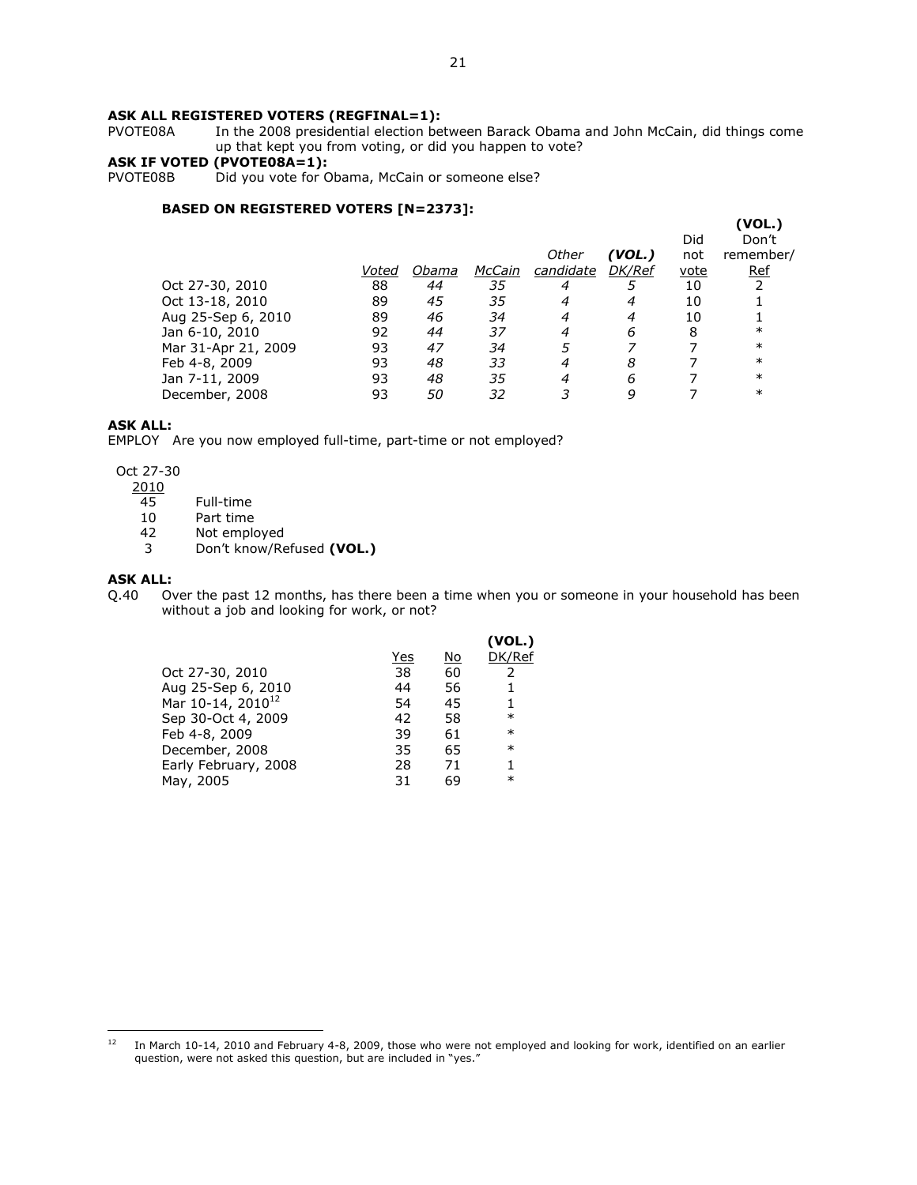**ASK ALL REGISTERED VOTERS (REGFINAL=1):**

PVOTE08A In the 2008 presidential election between Barack Obama and John McCain, did things come up that kept you from voting, or did you happen to vote?

**ASK IF VOTED (PVOTE08A=1):**

PVOTE08B Did you vote for Obama, McCain or someone else?

**BASED ON REGISTERED VOTERS [N=2373]:**

| | Voted | *Obama* | *McCain* | *Other candidate* | *(VOL.) DK/Ref* | Did not vote | (VOL.) Don't remember/ Ref |
|---|---|---|---|---|---|---|---|
| Oct 27-30, 2010 | 88 | *44* | *35* | *4* | *5* | 10 | 2 |
| Oct 13-18, 2010 | 89 | *45* | *35* | *4* | *4* | 10 | 1 |
| Aug 25-Sep 6, 2010 | 89 | *46* | *34* | *4* | *4* | 10 | 1 |
| Jan 6-10, 2010 | 92 | *44* | *37* | *4* | *6* | 8 | * |
| Mar 31-Apr 21, 2009 | 93 | *47* | *34* | *5* | *7* | 7 | * |
| Feb 4-8, 2009 | 93 | *48* | *33* | *4* | *8* | 7 | * |
| Jan 7-11, 2009 | 93 | *48* | *35* | *4* | *6* | 7 | * |
| December, 2008 | 93 | *50* | *32* | *3* | *9* | 7 | * |

**ASK ALL:**

EMPLOY Are you now employed full-time, part-time or not employed?

| Oct 27-30 2010 | |
|---|---|
| 45 | Full-time |
| 10 | Part time |
| 42 | Not employed |
| 3 | Don't know/Refused **(VOL.)** |

**ASK ALL:**

Q.40 Over the past 12 months, has there been a time when you or someone in your household has been without a job and looking for work, or not?

| | Yes | No | (VOL.) DK/Ref |
|---|---|---|---|
| Oct 27-30, 2010 | 38 | 60 | 2 |
| Aug 25-Sep 6, 2010 | 44 | 56 | 1 |
| Mar 10-14, 2010[12] | 54 | 45 | 1 |
| Sep 30-Oct 4, 2009 | 42 | 58 | * |
| Feb 4-8, 2009 | 39 | 61 | * |
| December, 2008 | 35 | 65 | * |
| Early February, 2008 | 28 | 71 | 1 |
| May, 2005 | 31 | 69 | * |

[12] In March 10-14, 2010 and February 4-8, 2009, those who were not employed and looking for work, identified on an earlier question, were not asked this question, but are included in "yes."